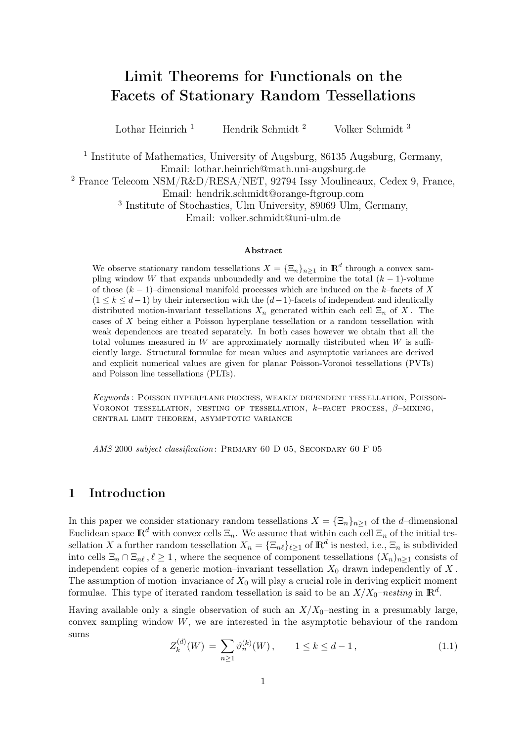# Limit Theorems for Functionals on the Facets of Stationary Random Tessellations

Lothar Heinrich [1] Hendrik Schmidt [2] Volker Schmidt [3]

[1] Institute of Mathematics, University of Augsburg, 86135 Augsburg, Germany,
Email: lothar.heinrich@math.uni-augsburg.de
[2] France Telecom NSM/R&D/RESA/NET, 92794 Issy Moulineaux, Cedex 9, France,
Email: hendrik.schmidt@orange-ftgroup.com
[3] Institute of Stochastics, Ulm University, 89069 Ulm, Germany,
Email: volker.schmidt@uni-ulm.de

### Abstract

We observe stationary random tessellations $X = \{\Xi_n\}_{n\geq 1}$ in $\mathbb{R}^d$ through a convex sampling window $W$ that expands unboundedly and we determine the total $(k-1)$-volume of those $(k-1)$–dimensional manifold processes which are induced on the $k$–facets of $X$ $(1 \leq k \leq d-1)$ by their intersection with the $(d-1)$-facets of independent and identically distributed motion-invariant tessellations $X_n$ generated within each cell $\Xi_n$ of $X$. The cases of $X$ being either a Poisson hyperplane tessellation or a random tessellation with weak dependences are treated separately. In both cases however we obtain that all the total volumes measured in $W$ are approximately normally distributed when $W$ is sufficiently large. Structural formulae for mean values and asymptotic variances are derived and explicit numerical values are given for planar Poisson-Voronoi tessellations (PVTs) and Poisson line tessellations (PLTs).

*Keywords* : Poisson hyperplane process, weakly dependent tessellation, Poisson-Voronoi tessellation, nesting of tessellation, $k$–facet process, $\beta$–mixing, central limit theorem, asymptotic variance

*AMS* 2000 *subject classification*: Primary 60 D 05, Secondary 60 F 05

## 1 Introduction

In this paper we consider stationary random tessellations $X = \{\Xi_n\}_{n\geq 1}$ of the $d$–dimensional Euclidean space $\mathbb{R}^d$ with convex cells $\Xi_n$. We assume that within each cell $\Xi_n$ of the initial tessellation $X$ a further random tessellation $X_n = \{\Xi_{n\ell}\}_{\ell\geq 1}$ of $\mathbb{R}^d$ is nested, i.e., $\Xi_n$ is subdivided into cells $\Xi_n \cap \Xi_{n\ell}$, $\ell \geq 1$, where the sequence of component tessellations $(X_n)_{n\geq 1}$ consists of independent copies of a generic motion–invariant tessellation $X_0$ drawn independently of $X$. The assumption of motion–invariance of $X_0$ will play a crucial role in deriving explicit moment formulae. This type of iterated random tessellation is said to be an $X/X_0$–*nesting* in $\mathbb{R}^d$.

Having available only a single observation of such an $X/X_0$–nesting in a presumably large, convex sampling window $W$, we are interested in the asymptotic behaviour of the random sums

$$Z_k^{(d)}(W) = \sum_{n\geq 1} \vartheta_n^{(k)}(W), \qquad 1 \leq k \leq d-1, \tag{1.1}$$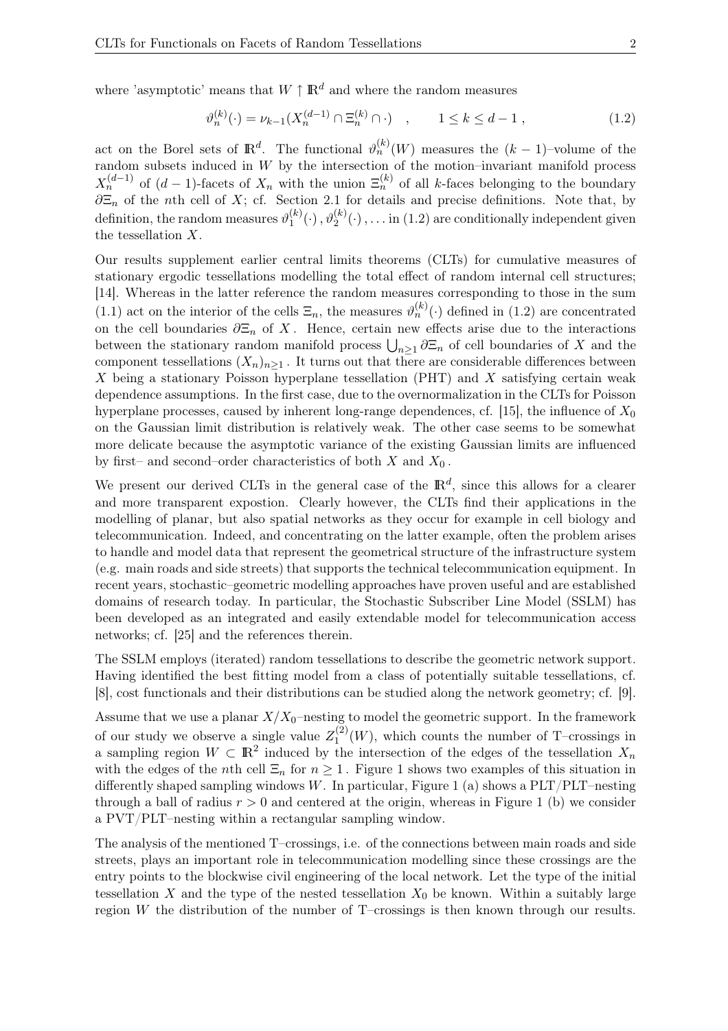where 'asymptotic' means that $W \uparrow \mathbb{R}^d$ and where the random measures

$$\vartheta_n^{(k)}(\cdot) = \nu_{k-1}(X_n^{(d-1)} \cap \Xi_n^{(k)} \cap \cdot) \quad , \qquad 1 \le k \le d-1 \, , \tag{1.2}$$

act on the Borel sets of $\mathbb{R}^d$. The functional $\vartheta_n^{(k)}(W)$ measures the $(k-1)$–volume of the random subsets induced in $W$ by the intersection of the motion–invariant manifold process $X_n^{(d-1)}$ of $(d-1)$-facets of $X_n$ with the union $\Xi_n^{(k)}$ of all $k$-faces belonging to the boundary $\partial\Xi_n$ of the $n$th cell of $X$; cf. Section 2.1 for details and precise definitions. Note that, by definition, the random measures $\vartheta_1^{(k)}(\cdot)\, , \vartheta_2^{(k)}(\cdot)\, , \ldots$ in (1.2) are conditionally independent given the tessellation $X$.

Our results supplement earlier central limits theorems (CLTs) for cumulative measures of stationary ergodic tessellations modelling the total effect of random internal cell structures; [14]. Whereas in the latter reference the random measures corresponding to those in the sum (1.1) act on the interior of the cells $\Xi_n$, the measures $\vartheta_n^{(k)}(\cdot)$ defined in (1.2) are concentrated on the cell boundaries $\partial\Xi_n$ of $X$. Hence, certain new effects arise due to the interactions between the stationary random manifold process $\bigcup_{n\ge1}\partial\Xi_n$ of cell boundaries of $X$ and the component tessellations $(X_n)_{n\ge1}$. It turns out that there are considerable differences between $X$ being a stationary Poisson hyperplane tessellation (PHT) and $X$ satisfying certain weak dependence assumptions. In the first case, due to the overnormalization in the CLTs for Poisson hyperplane processes, caused by inherent long-range dependences, cf. [15], the influence of $X_0$ on the Gaussian limit distribution is relatively weak. The other case seems to be somewhat more delicate because the asymptotic variance of the existing Gaussian limits are influenced by first– and second–order characteristics of both $X$ and $X_0$.

We present our derived CLTs in the general case of the $\mathbb{R}^d$, since this allows for a clearer and more transparent expostion. Clearly however, the CLTs find their applications in the modelling of planar, but also spatial networks as they occur for example in cell biology and telecommunication. Indeed, and concentrating on the latter example, often the problem arises to handle and model data that represent the geometrical structure of the infrastructure system (e.g. main roads and side streets) that supports the technical telecommunication equipment. In recent years, stochastic–geometric modelling approaches have proven useful and are established domains of research today. In particular, the Stochastic Subscriber Line Model (SSLM) has been developed as an integrated and easily extendable model for telecommunication access networks; cf. [25] and the references therein.

The SSLM employs (iterated) random tessellations to describe the geometric network support. Having identified the best fitting model from a class of potentially suitable tessellations, cf. [8], cost functionals and their distributions can be studied along the network geometry; cf. [9].

Assume that we use a planar $X/X_0$–nesting to model the geometric support. In the framework of our study we observe a single value $Z_1^{(2)}(W)$, which counts the number of T–crossings in a sampling region $W \subset \mathbb{R}^2$ induced by the intersection of the edges of the tessellation $X_n$ with the edges of the $n$th cell $\Xi_n$ for $n \ge 1$. Figure 1 shows two examples of this situation in differently shaped sampling windows $W$. In particular, Figure 1 (a) shows a PLT/PLT–nesting through a ball of radius $r > 0$ and centered at the origin, whereas in Figure 1 (b) we consider a PVT/PLT–nesting within a rectangular sampling window.

The analysis of the mentioned T–crossings, i.e. of the connections between main roads and side streets, plays an important role in telecommunication modelling since these crossings are the entry points to the blockwise civil engineering of the local network. Let the type of the initial tessellation $X$ and the type of the nested tessellation $X_0$ be known. Within a suitably large region $W$ the distribution of the number of T–crossings is then known through our results.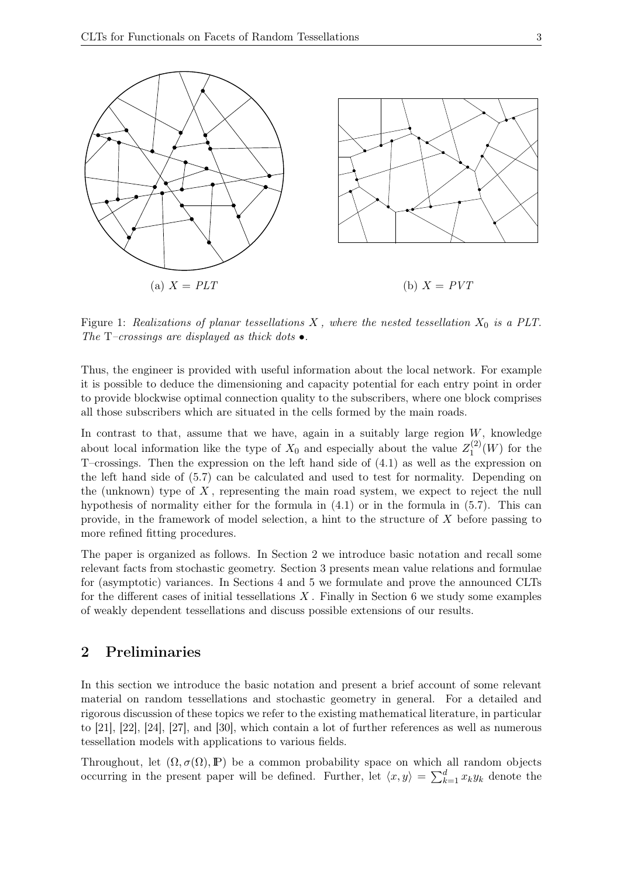(a) $X = PLT$

(b) $X = PVT$

Figure 1: *Realizations of planar tessellations $X$, where the nested tessellation $X_0$ is a PLT. The* T*–crossings are displayed as thick dots* •.

Thus, the engineer is provided with useful information about the local network. For example it is possible to deduce the dimensioning and capacity potential for each entry point in order to provide blockwise optimal connection quality to the subscribers, where one block comprises all those subscribers which are situated in the cells formed by the main roads.

In contrast to that, assume that we have, again in a suitably large region $W$, knowledge about local information like the type of $X_0$ and especially about the value $Z_1^{(2)}(W)$ for the T–crossings. Then the expression on the left hand side of (4.1) as well as the expression on the left hand side of (5.7) can be calculated and used to test for normality. Depending on the (unknown) type of $X$, representing the main road system, we expect to reject the null hypothesis of normality either for the formula in (4.1) or in the formula in (5.7). This can provide, in the framework of model selection, a hint to the structure of $X$ before passing to more refined fitting procedures.

The paper is organized as follows. In Section 2 we introduce basic notation and recall some relevant facts from stochastic geometry. Section 3 presents mean value relations and formulae for (asymptotic) variances. In Sections 4 and 5 we formulate and prove the announced CLTs for the different cases of initial tessellations $X$. Finally in Section 6 we study some examples of weakly dependent tessellations and discuss possible extensions of our results.

## 2 Preliminaries

In this section we introduce the basic notation and present a brief account of some relevant material on random tessellations and stochastic geometry in general. For a detailed and rigorous discussion of these topics we refer to the existing mathematical literature, in particular to [21], [22], [24], [27], and [30], which contain a lot of further references as well as numerous tessellation models with applications to various fields.

Throughout, let $(\Omega, \sigma(\Omega), \mathbb{P})$ be a common probability space on which all random objects occurring in the present paper will be defined. Further, let $\langle x, y\rangle = \sum_{k=1}^{d} x_k y_k$ denote the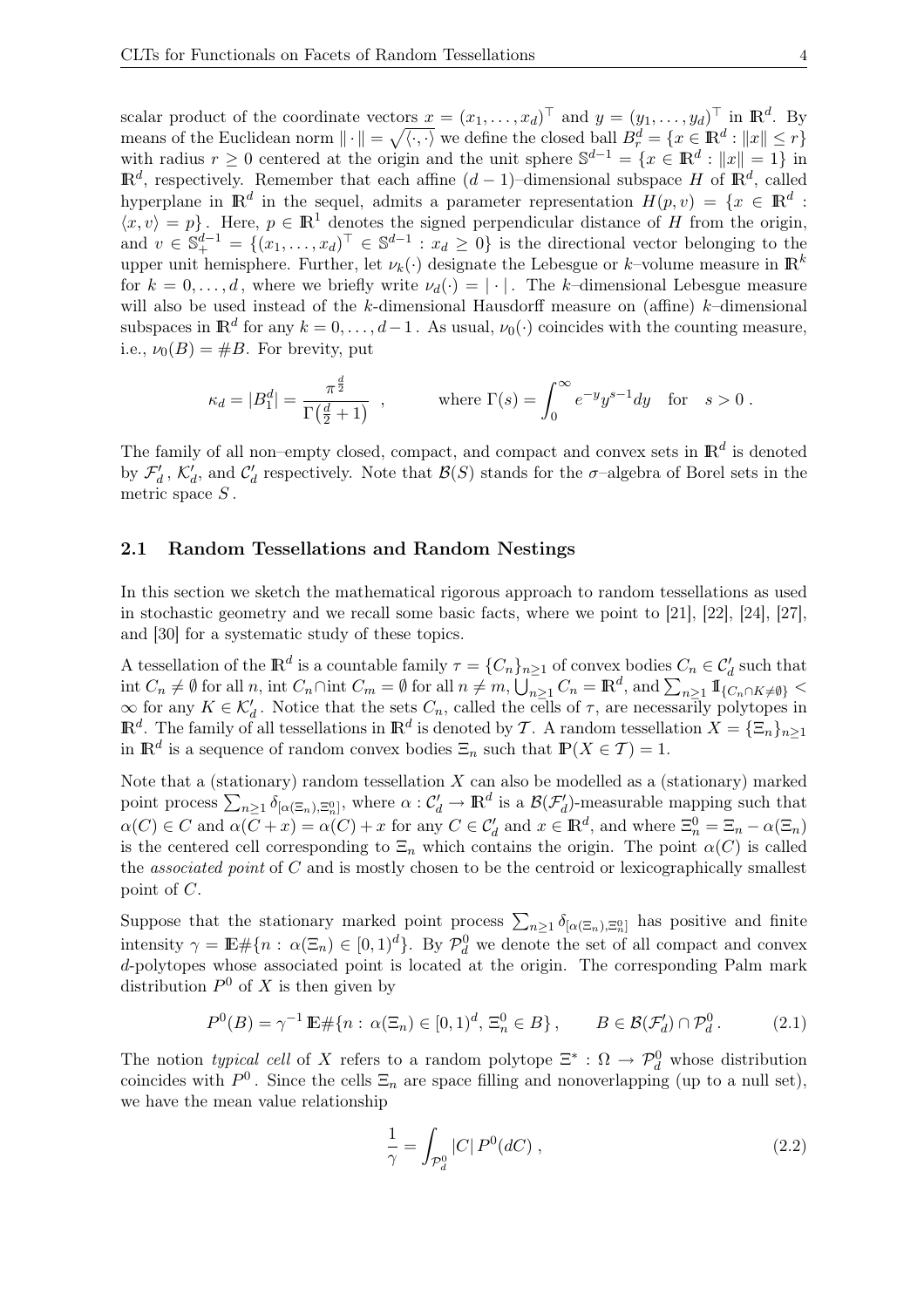scalar product of the coordinate vectors $x = (x_1, \ldots, x_d)^\top$ and $y = (y_1, \ldots, y_d)^\top$ in $\mathbb{R}^d$. By means of the Euclidean norm $\|\cdot\| = \sqrt{\langle \cdot, \cdot \rangle}$ we define the closed ball $B_r^d = \{x \in \mathbb{R}^d : \|x\| \le r\}$ with radius $r \ge 0$ centered at the origin and the unit sphere $\mathbb{S}^{d-1} = \{x \in \mathbb{R}^d : \|x\| = 1\}$ in $\mathbb{R}^d$, respectively. Remember that each affine $(d-1)$–dimensional subspace $H$ of $\mathbb{R}^d$, called hyperplane in $\mathbb{R}^d$ in the sequel, admits a parameter representation $H(p, v) = \{x \in \mathbb{R}^d : \langle x, v \rangle = p\}$. Here, $p \in \mathbb{R}^1$ denotes the signed perpendicular distance of $H$ from the origin, and $v \in \mathbb{S}_+^{d-1} = \{(x_1, \ldots, x_d)^\top \in \mathbb{S}^{d-1} : x_d \ge 0\}$ is the directional vector belonging to the upper unit hemisphere. Further, let $\nu_k(\cdot)$ designate the Lebesgue or $k$–volume measure in $\mathbb{R}^k$ for $k = 0, \ldots, d$, where we briefly write $\nu_d(\cdot) = |\cdot|$. The $k$–dimensional Lebesgue measure will also be used instead of the $k$-dimensional Hausdorff measure on (affine) $k$–dimensional subspaces in $\mathbb{R}^d$ for any $k = 0, \ldots, d-1$. As usual, $\nu_0(\cdot)$ coincides with the counting measure, i.e., $\nu_0(B) = \#B$. For brevity, put

$$\kappa_d = |B_1^d| = \frac{\pi^{\frac{d}{2}}}{\Gamma\big(\frac{d}{2} + 1\big)} \;, \qquad \text{where } \Gamma(s) = \int_0^\infty e^{-y} y^{s-1} dy \quad \text{for} \quad s > 0\,.$$

The family of all non–empty closed, compact, and compact and convex sets in $\mathbb{R}^d$ is denoted by $\mathcal{F}_d'$, $\mathcal{K}_d'$, and $\mathcal{C}_d'$ respectively. Note that $\mathcal{B}(S)$ stands for the $\sigma$–algebra of Borel sets in the metric space $S$.

## 2.1 Random Tessellations and Random Nestings

In this section we sketch the mathematical rigorous approach to random tessellations as used in stochastic geometry and we recall some basic facts, where we point to [21], [22], [24], [27], and [30] for a systematic study of these topics.

A tessellation of the $\mathbb{R}^d$ is a countable family $\tau = \{C_n\}_{n \ge 1}$ of convex bodies $C_n \in \mathcal{C}_d'$ such that $\operatorname{int} C_n \ne \emptyset$ for all $n$, $\operatorname{int} C_n \cap \operatorname{int} C_m = \emptyset$ for all $n \ne m$, $\bigcup_{n \ge 1} C_n = \mathbb{R}^d$, and $\sum_{n \ge 1} \mathbb{1}_{\{C_n \cap K \ne \emptyset\}} < \infty$ for any $K \in \mathcal{K}_d'$. Notice that the sets $C_n$, called the cells of $\tau$, are necessarily polytopes in $\mathbb{R}^d$. The family of all tessellations in $\mathbb{R}^d$ is denoted by $\mathcal{T}$. A random tessellation $X = \{\Xi_n\}_{n \ge 1}$ in $\mathbb{R}^d$ is a sequence of random convex bodies $\Xi_n$ such that $\mathbb{P}(X \in \mathcal{T}) = 1$.

Note that a (stationary) random tessellation $X$ can also be modelled as a (stationary) marked point process $\sum_{n \ge 1} \delta_{[\alpha(\Xi_n), \Xi_n^0]}$, where $\alpha : \mathcal{C}_d' \to \mathbb{R}^d$ is a $\mathcal{B}(\mathcal{F}_d')$-measurable mapping such that $\alpha(C) \in C$ and $\alpha(C + x) = \alpha(C) + x$ for any $C \in \mathcal{C}_d'$ and $x \in \mathbb{R}^d$, and where $\Xi_n^0 = \Xi_n - \alpha(\Xi_n)$ is the centered cell corresponding to $\Xi_n$ which contains the origin. The point $\alpha(C)$ is called the *associated point* of $C$ and is mostly chosen to be the centroid or lexicographically smallest point of $C$.

Suppose that the stationary marked point process $\sum_{n \ge 1} \delta_{[\alpha(\Xi_n), \Xi_n^0]}$ has positive and finite intensity $\gamma = \mathbb{E}\#\{n : \alpha(\Xi_n) \in [0,1)^d\}$. By $\mathcal{P}_d^0$ we denote the set of all compact and convex $d$-polytopes whose associated point is located at the origin. The corresponding Palm mark distribution $P^0$ of $X$ is then given by

$$P^0(B) = \gamma^{-1}\, \mathbb{E}\#\{n : \alpha(\Xi_n) \in [0,1)^d,\, \Xi_n^0 \in B\}\,, \qquad B \in \mathcal{B}(\mathcal{F}_d') \cap \mathcal{P}_d^0\,. \tag{2.1}$$

The notion *typical cell* of $X$ refers to a random polytope $\Xi^* : \Omega \to \mathcal{P}_d^0$ whose distribution coincides with $P^0$. Since the cells $\Xi_n$ are space filling and nonoverlapping (up to a null set), we have the mean value relationship

$$\frac{1}{\gamma} = \int_{\mathcal{P}_d^0} |C|\, P^0(dC)\,, \tag{2.2}$$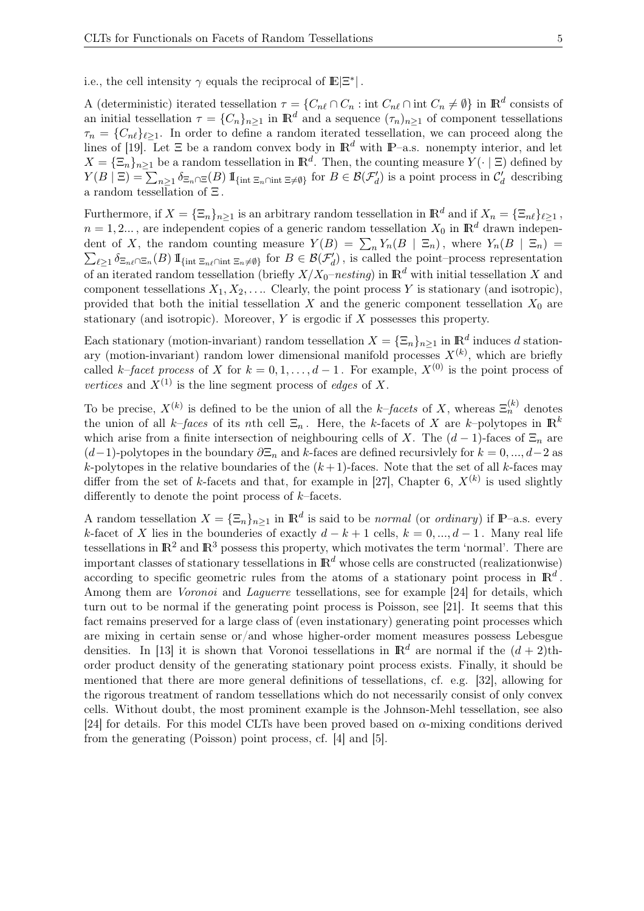i.e., the cell intensity $\gamma$ equals the reciprocal of $\mathbb{E}|\Xi^*|$.

A (deterministic) iterated tessellation $\tau = \{C_{n\ell} \cap C_n : \text{int}\, C_{n\ell} \cap \text{int}\, C_n \neq \emptyset\}$ in $\mathbb{R}^d$ consists of an initial tessellation $\tau = \{C_n\}_{n\geq 1}$ in $\mathbb{R}^d$ and a sequence $(\tau_n)_{n\geq 1}$ of component tessellations $\tau_n = \{C_{n\ell}\}_{\ell\geq 1}$. In order to define a random iterated tessellation, we can proceed along the lines of [19]. Let $\Xi$ be a random convex body in $\mathbb{R}^d$ with $\mathbb{P}$–a.s. nonempty interior, and let $X = \{\Xi_n\}_{n\geq 1}$ be a random tessellation in $\mathbb{R}^d$. Then, the counting measure $Y(\cdot \mid \Xi)$ defined by $Y(B \mid \Xi) = \sum_{n\geq 1} \delta_{\Xi_n \cap \Xi}(B)\, 1\!\!1_{\{\text{int}\,\Xi_n \cap \text{int}\,\Xi \neq \emptyset\}}$ for $B \in \mathcal{B}(\mathcal{F}'_d)$ is a point process in $\mathcal{C}'_d$ describing a random tessellation of $\Xi$.

Furthermore, if $X = \{\Xi_n\}_{n\geq 1}$ is an arbitrary random tessellation in $\mathbb{R}^d$ and if $X_n = \{\Xi_{n\ell}\}_{\ell\geq 1}$, $n = 1, 2...$, are independent copies of a generic random tessellation $X_0$ in $\mathbb{R}^d$ drawn independent of $X$, the random counting measure $Y(B) = \sum_n Y_n(B \mid \Xi_n)$, where $Y_n(B \mid \Xi_n) = \sum_{\ell\geq 1} \delta_{\Xi_{n\ell}\cap\Xi_n}(B)\, 1\!\!1_{\{\text{int}\,\Xi_{n\ell}\cap\text{int}\,\Xi_n \neq \emptyset\}}$ for $B \in \mathcal{B}(\mathcal{F}'_d)$, is called the point–process representation of an iterated random tessellation (briefly *$X/X_0$–nesting*) in $\mathbb{R}^d$ with initial tessellation $X$ and component tessellations $X_1, X_2, \ldots$. Clearly, the point process $Y$ is stationary (and isotropic), provided that both the initial tessellation $X$ and the generic component tessellation $X_0$ are stationary (and isotropic). Moreover, $Y$ is ergodic if $X$ possesses this property.

Each stationary (motion-invariant) random tessellation $X = \{\Xi_n\}_{n\geq 1}$ in $\mathbb{R}^d$ induces $d$ stationary (motion-invariant) random lower dimensional manifold processes $X^{(k)}$, which are briefly called *$k$–facet process* of $X$ for $k = 0, 1, \ldots, d-1$. For example, $X^{(0)}$ is the point process of *vertices* and $X^{(1)}$ is the line segment process of *edges* of $X$.

To be precise, $X^{(k)}$ is defined to be the union of all the *$k$–facets* of $X$, whereas $\Xi_n^{(k)}$ denotes the union of all *$k$–faces* of its $n$th cell $\Xi_n$. Here, the $k$-facets of $X$ are $k$–polytopes in $\mathbb{R}^k$ which arise from a finite intersection of neighbouring cells of $X$. The $(d-1)$-faces of $\Xi_n$ are $(d-1)$-polytopes in the boundary $\partial\Xi_n$ and $k$-faces are defined recursivlely for $k = 0, ..., d-2$ as $k$-polytopes in the relative boundaries of the $(k+1)$-faces. Note that the set of all $k$-faces may differ from the set of $k$-facets and that, for example in [27], Chapter 6, $X^{(k)}$ is used slightly differently to denote the point process of $k$–facets.

A random tessellation $X = \{\Xi_n\}_{n\geq 1}$ in $\mathbb{R}^d$ is said to be *normal* (or *ordinary*) if $\mathbb{P}$–a.s. every $k$-facet of $X$ lies in the bounderies of exactly $d - k + 1$ cells, $k = 0, ..., d-1$. Many real life tessellations in $\mathbb{R}^2$ and $\mathbb{R}^3$ possess this property, which motivates the term 'normal'. There are important classes of stationary tessellations in $\mathbb{R}^d$ whose cells are constructed (realizationwise) according to specific geometric rules from the atoms of a stationary point process in $\mathbb{R}^d$. Among them are *Voronoi* and *Laguerre* tessellations, see for example [24] for details, which turn out to be normal if the generating point process is Poisson, see [21]. It seems that this fact remains preserved for a large class of (even instationary) generating point processes which are mixing in certain sense or/and whose higher-order moment measures possess Lebesgue densities. In [13] it is shown that Voronoi tessellations in $\mathbb{R}^d$ are normal if the $(d+2)$th-order product density of the generating stationary point process exists. Finally, it should be mentioned that there are more general definitions of tessellations, cf. e.g. [32], allowing for the rigorous treatment of random tessellations which do not necessarily consist of only convex cells. Without doubt, the most prominent example is the Johnson-Mehl tessellation, see also [24] for details. For this model CLTs have been proved based on $\alpha$-mixing conditions derived from the generating (Poisson) point process, cf. [4] and [5].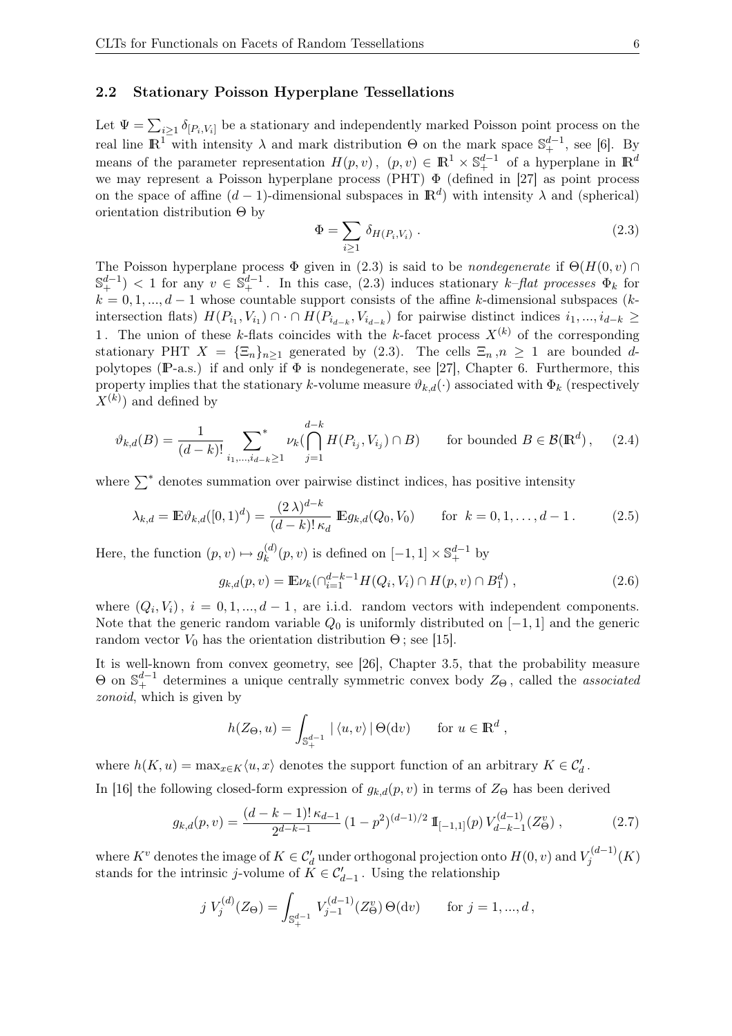### 2.2 Stationary Poisson Hyperplane Tessellations

Let $\Psi = \sum_{i\geq 1} \delta_{[P_i,V_i]}$ be a stationary and independently marked Poisson point process on the real line $\mathbb{R}^1$ with intensity $\lambda$ and mark distribution $\Theta$ on the mark space $\mathbb{S}_+^{d-1}$, see [6]. By means of the parameter representation $H(p,v)\,,\ (p,v)\in\mathbb{R}^1\times\mathbb{S}_+^{d-1}$ of a hyperplane in $\mathbb{R}^d$ we may represent a Poisson hyperplane process (PHT) $\Phi$ (defined in [27] as point process on the space of affine $(d-1)$-dimensional subspaces in $\mathbb{R}^d$) with intensity $\lambda$ and (spherical) orientation distribution $\Theta$ by

$$\Phi = \sum_{i\geq 1} \delta_{H(P_i,V_i)}\,. \tag{2.3}$$

The Poisson hyperplane process $\Phi$ given in (2.3) is said to be *nondegenerate* if $\Theta(H(0,v)\cap\mathbb{S}_+^{d-1}) < 1$ for any $v\in\mathbb{S}_+^{d-1}$. In this case, (2.3) induces stationary *$k$–flat processes* $\Phi_k$ for $k=0,1,...,d-1$ whose countable support consists of the affine $k$-dimensional subspaces ($k$-intersection flats) $H(P_{i_1},V_{i_1})\cap\cdot\cap H(P_{i_{d-k}},V_{i_{d-k}})$ for pairwise distinct indices $i_1,...,i_{d-k}\geq 1$. The union of these $k$-flats coincides with the $k$-facet process $X^{(k)}$ of the corresponding stationary PHT $X=\{\Xi_n\}_{n\geq 1}$ generated by (2.3). The cells $\Xi_n\,, n\geq 1$ are bounded $d$-polytopes ($\mathbb{P}$-a.s.) if and only if $\Phi$ is nondegenerate, see [27], Chapter 6. Furthermore, this property implies that the stationary $k$-volume measure $\vartheta_{k,d}(\cdot)$ associated with $\Phi_k$ (respectively $X^{(k)}$) and defined by

$$\vartheta_{k,d}(B) = \frac{1}{(d-k)!}\sum_{i_1,...,i_{d-k}\geq 1}^{*} \nu_k\Big(\bigcap_{j=1}^{d-k} H(P_{i_j},V_{i_j})\cap B\Big) \qquad \text{for bounded } B\in\mathcal{B}(\mathbb{R}^d)\,, \tag{2.4}$$

where $\sum^*$ denotes summation over pairwise distinct indices, has positive intensity

$$\lambda_{k,d} = \mathbb{E}\vartheta_{k,d}([0,1)^d) = \frac{(2\,\lambda)^{d-k}}{(d-k)!\,\kappa_d}\,\mathbb{E}g_{k,d}(Q_0,V_0) \qquad \text{for } k=0,1,\ldots,d-1\,. \tag{2.5}$$

Here, the function $(p,v)\mapsto g_k^{(d)}(p,v)$ is defined on $[-1,1]\times\mathbb{S}_+^{d-1}$ by

$$g_{k,d}(p,v) = \mathbb{E}\nu_k(\cap_{i=1}^{d-k-1} H(Q_i,V_i)\cap H(p,v)\cap B_1^d)\,, \tag{2.6}$$

where $(Q_i,V_i)\,,\ i=0,1,...,d-1\,,$ are i.i.d. random vectors with independent components. Note that the generic random variable $Q_0$ is uniformly distributed on $[-1,1]$ and the generic random vector $V_0$ has the orientation distribution $\Theta$; see [15].

It is well-known from convex geometry, see [26], Chapter 3.5, that the probability measure $\Theta$ on $\mathbb{S}_+^{d-1}$ determines a unique centrally symmetric convex body $Z_\Theta$, called the *associated zonoid*, which is given by

$$h(Z_\Theta,u) = \int_{\mathbb{S}_+^{d-1}} |\,\langle u,v\rangle\,|\,\Theta(\mathrm{d}v) \qquad \text{for } u\in\mathbb{R}^d\,,$$

where $h(K,u)=\max_{x\in K}\langle u,x\rangle$ denotes the support function of an arbitrary $K\in\mathcal{C}_d'$.

In [16] the following closed-form expression of $g_{k,d}(p,v)$ in terms of $Z_\Theta$ has been derived

$$g_{k,d}(p,v) = \frac{(d-k-1)!\,\kappa_{d-1}}{2^{d-k-1}}\,(1-p^2)^{(d-1)/2}\,\mathbb{I}_{[-1,1]}(p)\,V_{d-k-1}^{(d-1)}(Z_\Theta^v)\,, \tag{2.7}$$

where $K^v$ denotes the image of $K\in\mathcal{C}_d'$ under orthogonal projection onto $H(0,v)$ and $V_j^{(d-1)}(K)$ stands for the intrinsic $j$-volume of $K\in\mathcal{C}_{d-1}'$. Using the relationship

$$j\,V_j^{(d)}(Z_\Theta) = \int_{\mathbb{S}_+^{d-1}} V_{j-1}^{(d-1)}(Z_\Theta^v)\,\Theta(\mathrm{d}v) \qquad \text{for } j=1,...,d\,,$$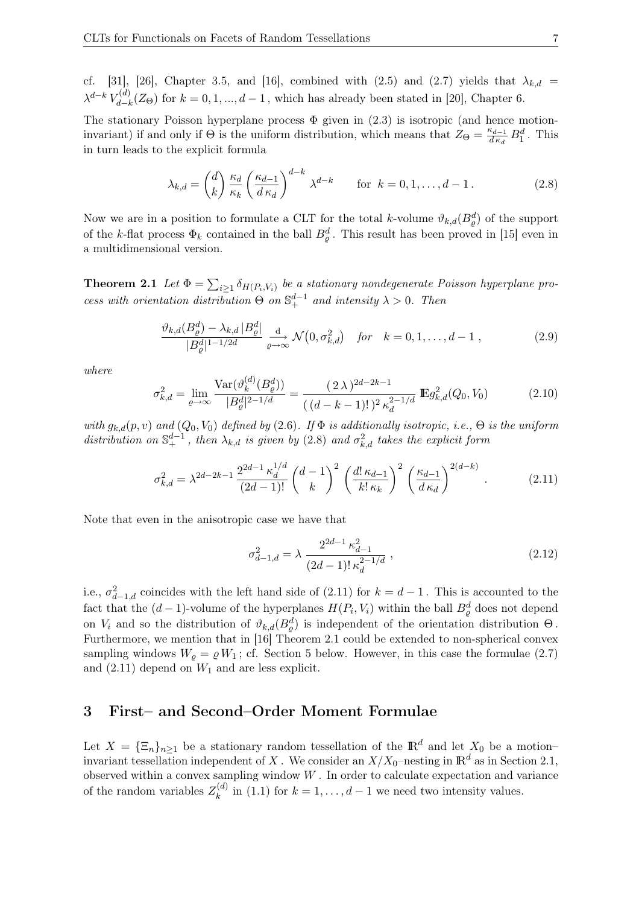cf. [31], [26], Chapter 3.5, and [16], combined with (2.5) and (2.7) yields that $\lambda_{k,d} = \lambda^{d-k} V_{d-k}^{(d)}(Z_\Theta)$ for $k = 0, 1, ..., d-1$, which has already been stated in [20], Chapter 6.

The stationary Poisson hyperplane process $\Phi$ given in (2.3) is isotropic (and hence motion-invariant) if and only if $\Theta$ is the uniform distribution, which means that $Z_\Theta = \frac{\kappa_{d-1}}{d\,\kappa_d} B_1^d$. This in turn leads to the explicit formula

$$\lambda_{k,d} = \binom{d}{k} \frac{\kappa_d}{\kappa_k} \left( \frac{\kappa_{d-1}}{d\,\kappa_d} \right)^{d-k} \lambda^{d-k} \qquad \text{for } \; k = 0, 1, \ldots, d-1\,. \tag{2.8}$$

Now we are in a position to formulate a CLT for the total $k$-volume $\vartheta_{k,d}(B_\varrho^d)$ of the support of the $k$-flat process $\Phi_k$ contained in the ball $B_\varrho^d$. This result has been proved in [15] even in a multidimensional version.

**Theorem 2.1** *Let $\Phi = \sum_{i \geq 1} \delta_{H(P_i, V_i)}$ be a stationary nondegenerate Poisson hyperplane process with orientation distribution $\Theta$ on $\mathbb{S}_+^{d-1}$ and intensity $\lambda > 0$. Then*

$$\frac{\vartheta_{k,d}(B_\varrho^d) - \lambda_{k,d}\,|B_\varrho^d|}{|B_\varrho^d|^{1-1/2d}} \underset{\varrho \to \infty}{\overset{\mathrm{d}}{\longrightarrow}} \mathcal{N}\big(0, \sigma_{k,d}^2\big) \quad \textit{for} \quad k = 0, 1, \ldots, d-1\,, \tag{2.9}$$

*where*

$$\sigma_{k,d}^2 = \lim_{\varrho \to \infty} \frac{\operatorname{Var}(\vartheta_k^{(d)}(B_\varrho^d))}{|B_\varrho^d|^{2-1/d}} = \frac{(\,2\,\lambda\,)^{2d-2k-1}}{(\,(d-k-1)!\,)^2\, \kappa_d^{2-1/d}}\, \mathbb{E} g_{k,d}^2(Q_0, V_0) \tag{2.10}$$

*with $g_{k,d}(p,v)$ and $(Q_0, V_0)$ defined by (2.6). If $\Phi$ is additionally isotropic, i.e., $\Theta$ is the uniform distribution on $\mathbb{S}_+^{d-1}$, then $\lambda_{k,d}$ is given by (2.8) and $\sigma_{k,d}^2$ takes the explicit form*

$$\sigma_{k,d}^2 = \lambda^{2d-2k-1}\, \frac{2^{2d-1}\, \kappa_d^{1/d}}{(2d-1)!} \binom{d-1}{k}^2 \left( \frac{d!\,\kappa_{d-1}}{k!\,\kappa_k} \right)^2 \left( \frac{\kappa_{d-1}}{d\,\kappa_d} \right)^{2(d-k)}\,. \tag{2.11}$$

Note that even in the anisotropic case we have that

$$\sigma_{d-1,d}^2 = \lambda\, \frac{2^{2d-1}\, \kappa_{d-1}^2}{(2d-1)!\, \kappa_d^{2-1/d}}\,, \tag{2.12}$$

i.e., $\sigma_{d-1,d}^2$ coincides with the left hand side of (2.11) for $k = d-1$. This is accounted to the fact that the $(d-1)$-volume of the hyperplanes $H(P_i, V_i)$ within the ball $B_\varrho^d$ does not depend on $V_i$ and so the distribution of $\vartheta_{k,d}(B_\varrho^d)$ is independent of the orientation distribution $\Theta$. Furthermore, we mention that in [16] Theorem 2.1 could be extended to non-spherical convex sampling windows $W_\varrho = \varrho\, W_1$; cf. Section 5 below. However, in this case the formulae (2.7) and (2.11) depend on $W_1$ and are less explicit.

## 3 First– and Second–Order Moment Formulae

Let $X = \{\Xi_n\}_{n \geq 1}$ be a stationary random tessellation of the $\mathbb{R}^d$ and let $X_0$ be a motion–invariant tessellation independent of $X$. We consider an $X/X_0$–nesting in $\mathbb{R}^d$ as in Section 2.1, observed within a convex sampling window $W$. In order to calculate expectation and variance of the random variables $Z_k^{(d)}$ in (1.1) for $k = 1, \ldots, d-1$ we need two intensity values.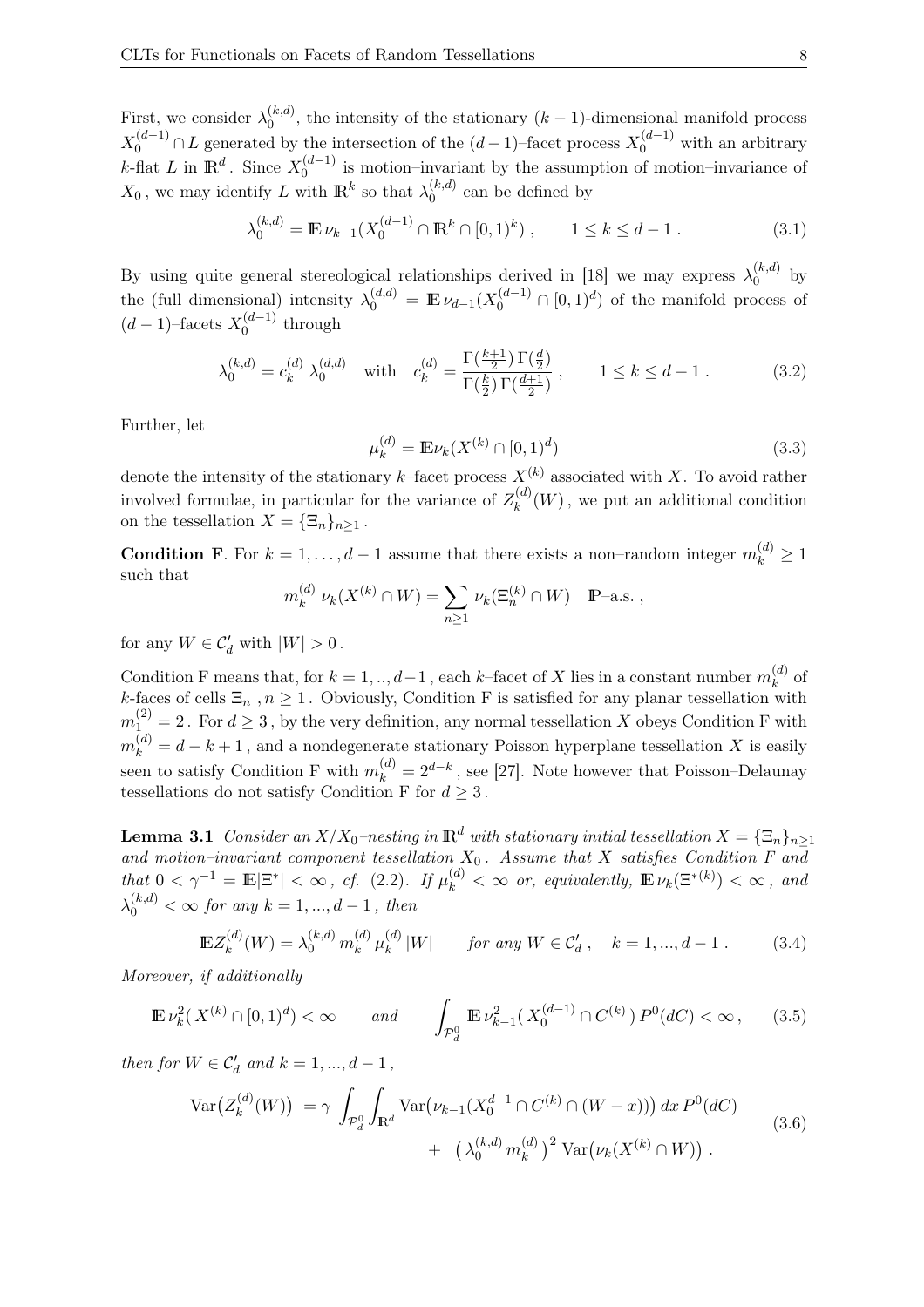First, we consider $\lambda_0^{(k,d)}$, the intensity of the stationary $(k-1)$-dimensional manifold process $X_0^{(d-1)} \cap L$ generated by the intersection of the $(d-1)$–facet process $X_0^{(d-1)}$ with an arbitrary $k$-flat $L$ in $\mathbb{R}^d$. Since $X_0^{(d-1)}$ is motion–invariant by the assumption of motion–invariance of $X_0$, we may identify $L$ with $\mathbb{R}^k$ so that $\lambda_0^{(k,d)}$ can be defined by

$$
\lambda_0^{(k,d)} = \mathbb{E}\, \nu_{k-1}(X_0^{(d-1)} \cap \mathbb{R}^k \cap [0,1)^k)\,, \qquad 1 \le k \le d-1\,. \tag{3.1}
$$

By using quite general stereological relationships derived in [18] we may express $\lambda_0^{(k,d)}$ by the (full dimensional) intensity $\lambda_0^{(d,d)} = \mathbb{E}\, \nu_{d-1}(X_0^{(d-1)} \cap [0,1)^d)$ of the manifold process of $(d-1)$–facets $X_0^{(d-1)}$ through

$$
\lambda_0^{(k,d)} = c_k^{(d)}\, \lambda_0^{(d,d)} \quad \text{with} \quad c_k^{(d)} = \frac{\Gamma(\frac{k+1}{2})\,\Gamma(\frac{d}{2})}{\Gamma(\frac{k}{2})\,\Gamma(\frac{d+1}{2})}\,, \qquad 1 \le k \le d-1\,. \tag{3.2}
$$

Further, let

$$
\mu_k^{(d)} = \mathbb{E}\nu_k(X^{(k)} \cap [0,1)^d) \tag{3.3}
$$

denote the intensity of the stationary $k$–facet process $X^{(k)}$ associated with $X$. To avoid rather involved formulae, in particular for the variance of $Z_k^{(d)}(W)$, we put an additional condition on the tessellation $X = \{\Xi_n\}_{n\ge1}$.

**Condition F**. For $k = 1, \dots, d-1$ assume that there exists a non–random integer $m_k^{(d)} \ge 1$ such that

$$
m_k^{(d)}\; \nu_k(X^{(k)} \cap W) = \sum_{n\ge1} \nu_k(\Xi_n^{(k)} \cap W) \quad \mathbb{P}\text{–a.s.}\,,
$$

for any $W \in \mathcal{C}_d'$ with $|W| > 0$.

Condition F means that, for $k = 1, .., d-1$, each $k$–facet of $X$ lies in a constant number $m_k^{(d)}$ of $k$-faces of cells $\Xi_n$, $n \ge 1$. Obviously, Condition F is satisfied for any planar tessellation with $m_1^{(2)} = 2$. For $d \ge 3$, by the very definition, any normal tessellation $X$ obeys Condition F with $m_k^{(d)} = d-k+1$, and a nondegenerate stationary Poisson hyperplane tessellation $X$ is easily seen to satisfy Condition F with $m_k^{(d)} = 2^{d-k}$, see [27]. Note however that Poisson–Delaunay tessellations do not satisfy Condition F for $d \ge 3$.

**Lemma 3.1** *Consider an $X/X_0$–nesting in $\mathbb{R}^d$ with stationary initial tessellation $X = \{\Xi_n\}_{n\ge1}$ and motion–invariant component tessellation $X_0$. Assume that $X$ satisfies Condition F and that $0 < \gamma^{-1} = \mathbb{E}|\Xi^*| < \infty$, cf. (2.2). If $\mu_k^{(d)} < \infty$ or, equivalently, $\mathbb{E}\,\nu_k(\Xi^{*(k)}) < \infty$, and $\lambda_0^{(k,d)} < \infty$ for any $k = 1, ..., d-1$, then*

$$
\mathbb{E}Z_k^{(d)}(W) = \lambda_0^{(k,d)}\, m_k^{(d)}\, \mu_k^{(d)}\, |W| \qquad \textit{for any } W \in \mathcal{C}_d'\,, \quad k = 1, ..., d-1\,. \tag{3.4}
$$

*Moreover, if additionally*

$$
\mathbb{E}\,\nu_k^2(\, X^{(k)} \cap [0,1)^d) < \infty \qquad \textit{and} \qquad \int_{\mathcal{P}_d^0} \mathbb{E}\,\nu_{k-1}^2(\, X_0^{(d-1)} \cap C^{(k)}\,)\, P^0(dC) < \infty\,, \tag{3.5}
$$

*then for $W \in \mathcal{C}_d'$ and $k = 1, ..., d-1$,*

$$
\begin{aligned}
\operatorname{Var}\big(Z_k^{(d)}(W)\big) \;&= \gamma\, \int_{\mathcal{P}_d^0} \int_{\mathbb{R}^d} \operatorname{Var}\big(\nu_{k-1}(X_0^{d-1} \cap C^{(k)} \cap (W-x))\big)\, dx\, P^0(dC) \\
&\quad + \; \big(\lambda_0^{(k,d)}\, m_k^{(d)}\big)^2\, \operatorname{Var}\big(\nu_k(X^{(k)} \cap W)\big)\,.
\end{aligned} \tag{3.6}
$$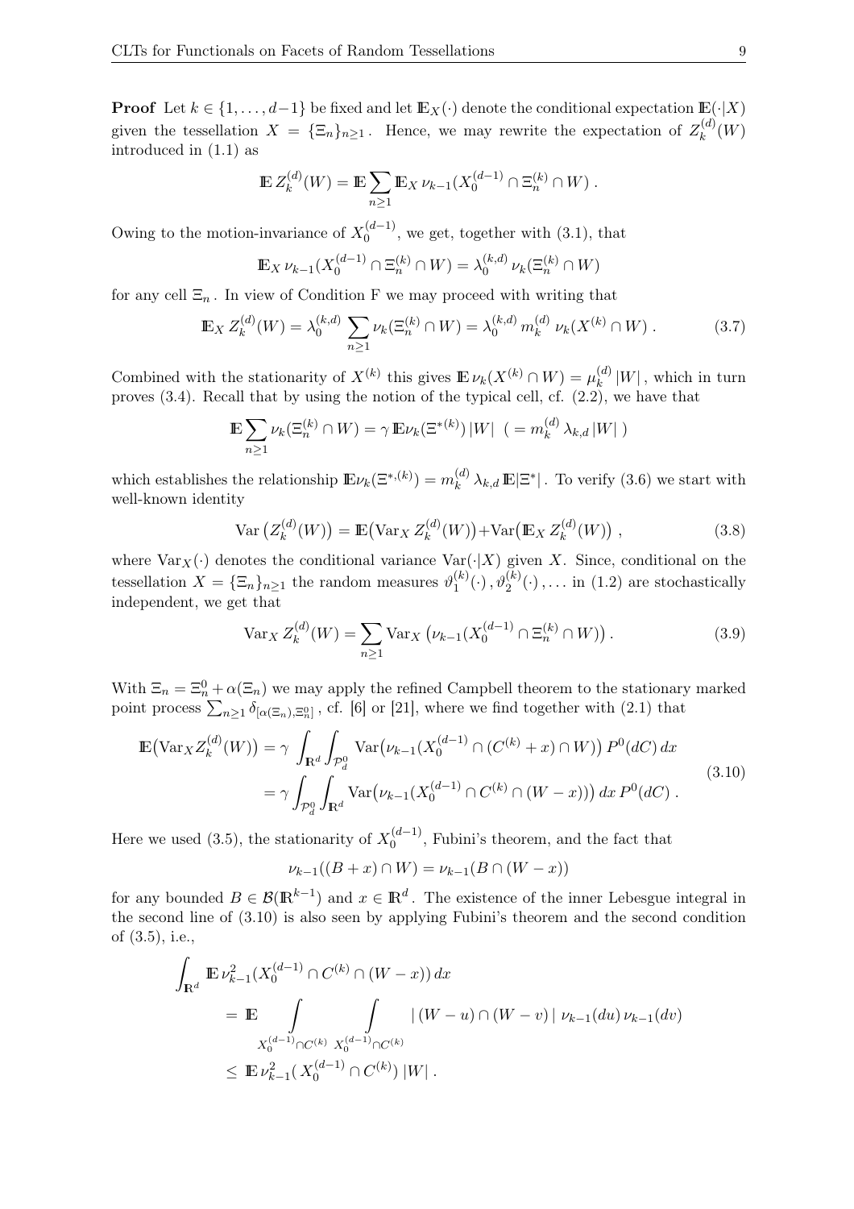**Proof** Let $k \in \{1, \ldots, d-1\}$ be fixed and let $\mathbb{E}_X(\cdot)$ denote the conditional expectation $\mathbb{E}(\cdot|X)$ given the tessellation $X = \{\Xi_n\}_{n\geq 1}$. Hence, we may rewrite the expectation of $Z_k^{(d)}(W)$ introduced in (1.1) as

$$\mathbb{E}\, Z_k^{(d)}(W) = \mathbb{E} \sum_{n\geq 1} \mathbb{E}_X\, \nu_{k-1}(X_0^{(d-1)} \cap \Xi_n^{(k)} \cap W)\,.$$

Owing to the motion-invariance of $X_0^{(d-1)}$, we get, together with (3.1), that

$$\mathbb{E}_X\, \nu_{k-1}(X_0^{(d-1)} \cap \Xi_n^{(k)} \cap W) = \lambda_0^{(k,d)}\, \nu_k(\Xi_n^{(k)} \cap W)$$

for any cell $\Xi_n$. In view of Condition F we may proceed with writing that

$$\mathbb{E}_X\, Z_k^{(d)}(W) = \lambda_0^{(k,d)} \sum_{n\geq 1} \nu_k(\Xi_n^{(k)} \cap W) = \lambda_0^{(k,d)}\, m_k^{(d)}\, \nu_k(X^{(k)} \cap W)\,. \tag{3.7}$$

Combined with the stationarity of $X^{(k)}$ this gives $\mathbb{E}\, \nu_k(X^{(k)} \cap W) = \mu_k^{(d)}\, |W|$, which in turn proves (3.4). Recall that by using the notion of the typical cell, cf. (2.2), we have that

$$\mathbb{E} \sum_{n\geq 1} \nu_k(\Xi_n^{(k)} \cap W) = \gamma\, \mathbb{E}\nu_k(\Xi^{*(k)})\, |W| \;\; (= m_k^{(d)}\, \lambda_{k,d}\, |W|\,)$$

which establishes the relationship $\mathbb{E}\nu_k(\Xi^{*,(k)}) = m_k^{(d)}\, \lambda_{k,d}\, \mathbb{E}|\Xi^*|$. To verify (3.6) we start with well-known identity

$$\operatorname{Var}\big(Z_k^{(d)}(W)\big) = \mathbb{E}\big(\operatorname{Var}_X Z_k^{(d)}(W)\big) + \operatorname{Var}\big(\mathbb{E}_X\, Z_k^{(d)}(W)\big)\,, \tag{3.8}$$

where $\operatorname{Var}_X(\cdot)$ denotes the conditional variance $\operatorname{Var}(\cdot|X)$ given $X$. Since, conditional on the tessellation $X = \{\Xi_n\}_{n\geq 1}$ the random measures $\vartheta_1^{(k)}(\cdot)\,, \vartheta_2^{(k)}(\cdot)\,, \ldots$ in (1.2) are stochastically independent, we get that

$$\operatorname{Var}_X Z_k^{(d)}(W) = \sum_{n\geq 1} \operatorname{Var}_X\big(\nu_{k-1}(X_0^{(d-1)} \cap \Xi_n^{(k)} \cap W)\big)\,. \tag{3.9}$$

With $\Xi_n = \Xi_n^0 + \alpha(\Xi_n)$ we may apply the refined Campbell theorem to the stationary marked point process $\sum_{n\geq 1} \delta_{[\alpha(\Xi_n), \Xi_n^0]}$, cf. [6] or [21], where we find together with (2.1) that

$$\begin{aligned}
\mathbb{E}\big(\operatorname{Var}_X Z_k^{(d)}(W)\big) &= \gamma \int_{\mathbb{R}^d} \int_{\mathcal{P}_d^0} \operatorname{Var}\big(\nu_{k-1}(X_0^{(d-1)} \cap (C^{(k)} + x) \cap W)\big)\, P^0(dC)\, dx \\
&= \gamma \int_{\mathcal{P}_d^0} \int_{\mathbb{R}^d} \operatorname{Var}\big(\nu_{k-1}(X_0^{(d-1)} \cap C^{(k)} \cap (W - x))\big)\, dx\, P^0(dC)\,.
\end{aligned} \tag{3.10}$$

Here we used (3.5), the stationarity of $X_0^{(d-1)}$, Fubini's theorem, and the fact that

$$\nu_{k-1}((B + x) \cap W) = \nu_{k-1}(B \cap (W - x))$$

for any bounded $B \in \mathcal{B}(\mathbb{R}^{k-1})$ and $x \in \mathbb{R}^d$. The existence of the inner Lebesgue integral in the second line of (3.10) is also seen by applying Fubini's theorem and the second condition of (3.5), i.e.,

$$\begin{aligned}
&\int_{\mathbb{R}^d} \mathbb{E}\, \nu_{k-1}^2(X_0^{(d-1)} \cap C^{(k)} \cap (W - x))\, dx \\
&= \mathbb{E} \int_{X_0^{(d-1)} \cap C^{(k)}} \int_{X_0^{(d-1)} \cap C^{(k)}} |\,(W - u) \cap (W - v)\,|\; \nu_{k-1}(du)\, \nu_{k-1}(dv) \\
&\leq \mathbb{E}\, \nu_{k-1}^2(\, X_0^{(d-1)} \cap C^{(k)})\, |W|\,.
\end{aligned}$$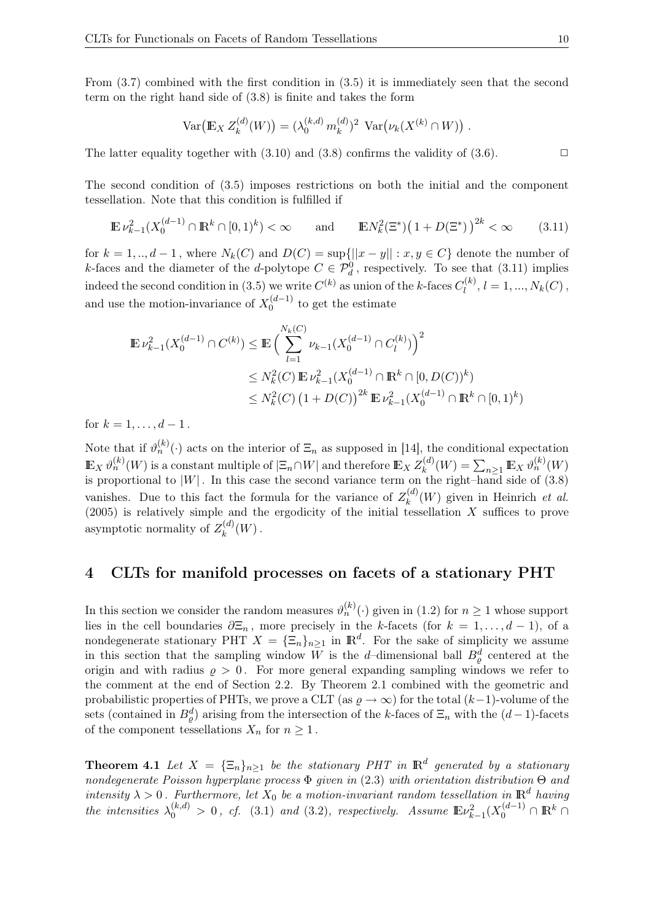From (3.7) combined with the first condition in (3.5) it is immediately seen that the second term on the right hand side of (3.8) is finite and takes the form

$$\mathrm{Var}\big(\mathbb{E}_X\, Z_k^{(d)}(W)\big) = (\lambda_0^{(k,d)}\, m_k^{(d)})^2\ \mathrm{Var}\big(\nu_k(X^{(k)} \cap W)\big)\,.$$

The latter equality together with (3.10) and (3.8) confirms the validity of (3.6). $\square$

The second condition of (3.5) imposes restrictions on both the initial and the component tessellation. Note that this condition is fulfilled if

$$\mathbb{E}\,\nu_{k-1}^2(X_0^{(d-1)} \cap \mathbb{R}^k \cap [0,1)^k) < \infty \qquad \text{and} \qquad \mathbb{E}N_k^2(\Xi^*)\big(1 + D(\Xi^*)\big)^{2k} < \infty \tag{3.11}$$

for $k = 1,..,d-1$, where $N_k(C)$ and $D(C) = \sup\{||x-y|| : x, y \in C\}$ denote the number of $k$-faces and the diameter of the $d$-polytope $C \in \mathcal{P}_d^0$, respectively. To see that (3.11) implies indeed the second condition in (3.5) we write $C^{(k)}$ as union of the $k$-faces $C_l^{(k)}$, $l = 1,...,N_k(C)$, and use the motion-invariance of $X_0^{(d-1)}$ to get the estimate

$$\begin{aligned}
\mathbb{E}\,\nu_{k-1}^2(X_0^{(d-1)} \cap C^{(k)}) &\le \mathbb{E}\,\Big(\sum_{l=1}^{N_k(C)} \nu_{k-1}(X_0^{(d-1)} \cap C_l^{(k)})\Big)^2 \\
&\le N_k^2(C)\,\mathbb{E}\,\nu_{k-1}^2(X_0^{(d-1)} \cap \mathbb{R}^k \cap [0, D(C))^k) \\
&\le N_k^2(C)\,\big(1 + D(C)\big)^{2k}\,\mathbb{E}\,\nu_{k-1}^2(X_0^{(d-1)} \cap \mathbb{R}^k \cap [0,1)^k)
\end{aligned}$$

for $k = 1,\ldots,d-1$.

Note that if $\vartheta_n^{(k)}(\cdot)$ acts on the interior of $\Xi_n$ as supposed in [14], the conditional expectation $\mathbb{E}_X\,\vartheta_n^{(k)}(W)$ is a constant multiple of $|\Xi_n \cap W|$ and therefore $\mathbb{E}_X\, Z_k^{(d)}(W) = \sum_{n\ge 1}\mathbb{E}_X\,\vartheta_n^{(k)}(W)$ is proportional to $|W|$. In this case the second variance term on the right–hand side of (3.8) vanishes. Due to this fact the formula for the variance of $Z_k^{(d)}(W)$ given in Heinrich *et al.* (2005) is relatively simple and the ergodicity of the initial tessellation $X$ suffices to prove asymptotic normality of $Z_k^{(d)}(W)$.

## 4 CLTs for manifold processes on facets of a stationary PHT

In this section we consider the random measures $\vartheta_n^{(k)}(\cdot)$ given in (1.2) for $n \ge 1$ whose support lies in the cell boundaries $\partial\Xi_n$, more precisely in the $k$-facets (for $k = 1,\ldots,d-1$), of a nondegenerate stationary PHT $X = \{\Xi_n\}_{n\ge 1}$ in $\mathbb{R}^d$. For the sake of simplicity we assume in this section that the sampling window $W$ is the $d$–dimensional ball $B_\varrho^d$ centered at the origin and with radius $\varrho > 0$. For more general expanding sampling windows we refer to the comment at the end of Section 2.2. By Theorem 2.1 combined with the geometric and probabilistic properties of PHTs, we prove a CLT (as $\varrho \to \infty$) for the total $(k-1)$-volume of the sets (contained in $B_\varrho^d$) arising from the intersection of the $k$-faces of $\Xi_n$ with the $(d-1)$-facets of the component tessellations $X_n$ for $n \ge 1$.

**Theorem 4.1** *Let $X = \{\Xi_n\}_{n\ge 1}$ be the stationary PHT in $\mathbb{R}^d$ generated by a stationary nondegenerate Poisson hyperplane process $\Phi$ given in (2.3) with orientation distribution $\Theta$ and intensity $\lambda > 0$. Furthermore, let $X_0$ be a motion-invariant random tessellation in $\mathbb{R}^d$ having the intensities $\lambda_0^{(k,d)} > 0$, cf. (3.1) and (3.2), respectively. Assume $\mathbb{E}\nu_{k-1}^2(X_0^{(d-1)} \cap \mathbb{R}^k \cap$*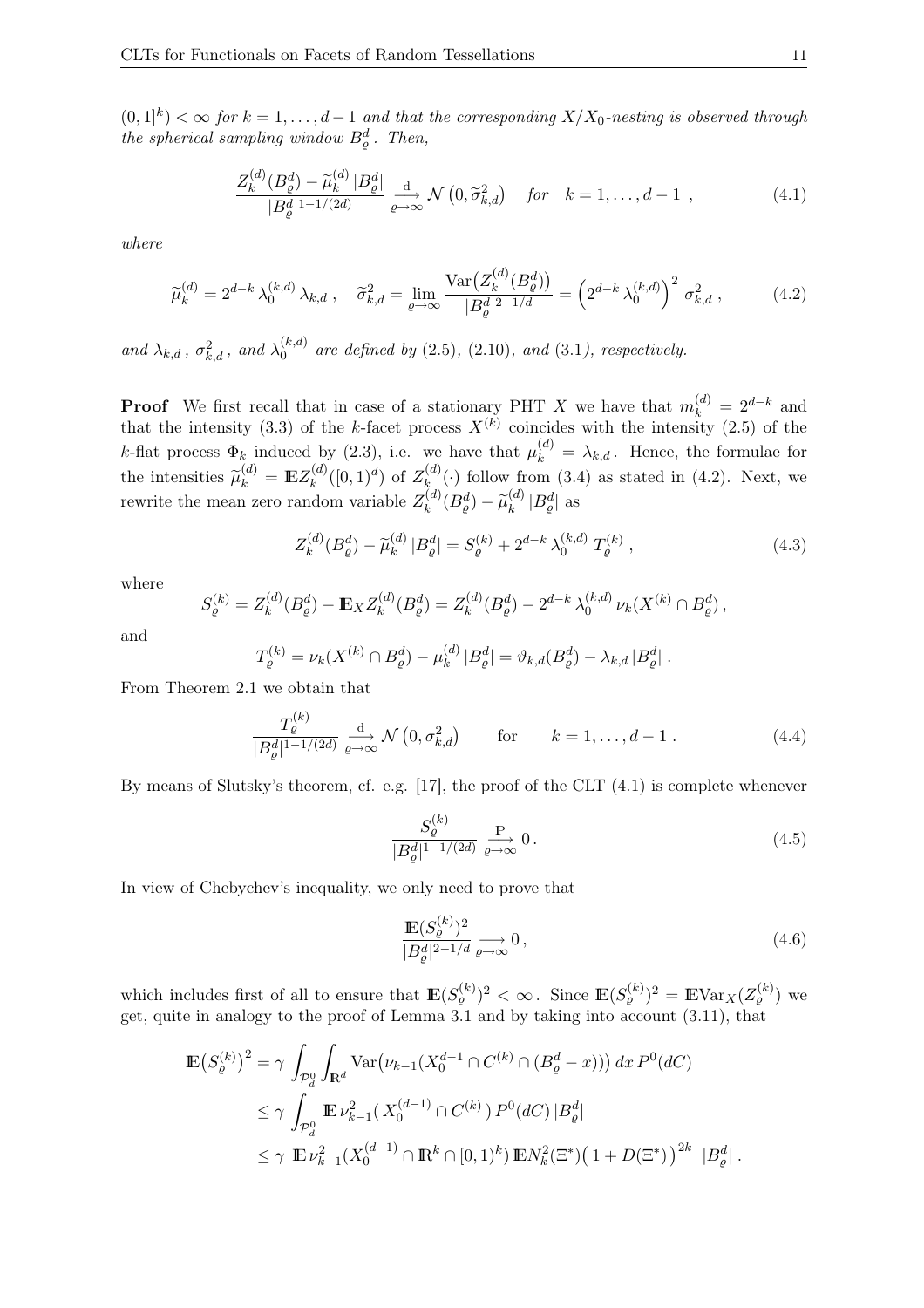$(0,1]^k) < \infty$ *for* $k = 1, \ldots, d-1$ *and that the corresponding* $X/X_0$*-nesting is observed through the spherical sampling window* $B^d_\varrho$ *. Then,*

$$\frac{Z^{(d)}_k(B^d_\varrho) - \widetilde{\mu}^{(d)}_k \, |B^d_\varrho|}{|B^d_\varrho|^{1-1/(2d)}} \underset{\varrho \to \infty}{\overset{\mathrm{d}}{\longrightarrow}} \mathcal{N}\left(0, \widetilde{\sigma}^2_{k,d}\right) \quad \textit{for} \quad k = 1, \ldots, d-1 \ , \tag{4.1}$$

*where*

$$\widetilde{\mu}^{(d)}_k = 2^{d-k} \, \lambda^{(k,d)}_0 \, \lambda_{k,d} \ , \quad \widetilde{\sigma}^2_{k,d} = \lim_{\varrho \to \infty} \frac{\mathrm{Var}\big(Z^{(d)}_k(B^d_\varrho)\big)}{|B^d_\varrho|^{2-1/d}} = \Big(2^{d-k} \, \lambda^{(k,d)}_0\Big)^2 \, \sigma^2_{k,d} \ , \tag{4.2}$$

*and* $\lambda_{k,d}$ *,* $\sigma^2_{k,d}$ *, and* $\lambda^{(k,d)}_0$ *are defined by* (2.5)*,* (2.10)*, and* (3.1)*, respectively.*

**Proof** We first recall that in case of a stationary PHT $X$ we have that $m^{(d)}_k = 2^{d-k}$ and that the intensity (3.3) of the $k$-facet process $X^{(k)}$ coincides with the intensity (2.5) of the $k$-flat process $\Phi_k$ induced by (2.3), i.e. we have that $\mu^{(d)}_k = \lambda_{k,d}$. Hence, the formulae for the intensities $\widetilde{\mu}^{(d)}_k = \mathbb{E} Z^{(d)}_k([0,1)^d)$ of $Z^{(d)}_k(\cdot)$ follow from (3.4) as stated in (4.2). Next, we rewrite the mean zero random variable $Z^{(d)}_k(B^d_\varrho) - \widetilde{\mu}^{(d)}_k \, |B^d_\varrho|$ as

$$Z^{(d)}_k(B^d_\varrho) - \widetilde{\mu}^{(d)}_k \, |B^d_\varrho| = S^{(k)}_\varrho + 2^{d-k} \, \lambda^{(k,d)}_0 \ T^{(k)}_\varrho \ , \tag{4.3}$$

where

$$S^{(k)}_\varrho = Z^{(d)}_k(B^d_\varrho) - \mathbb{E}_X Z^{(d)}_k(B^d_\varrho) = Z^{(d)}_k(B^d_\varrho) - 2^{d-k} \, \lambda^{(k,d)}_0 \, \nu_k(X^{(k)} \cap B^d_\varrho) \, ,$$

and

$$T^{(k)}_\varrho = \nu_k(X^{(k)} \cap B^d_\varrho) - \mu^{(d)}_k \, |B^d_\varrho| = \vartheta_{k,d}(B^d_\varrho) - \lambda_{k,d} \, |B^d_\varrho| \ .$$

From Theorem 2.1 we obtain that

$$\frac{T^{(k)}_\varrho}{|B^d_\varrho|^{1-1/(2d)}} \underset{\varrho \to \infty}{\overset{\mathrm{d}}{\longrightarrow}} \mathcal{N}\left(0, \sigma^2_{k,d}\right) \qquad \text{for} \qquad k = 1, \ldots, d-1 \ . \tag{4.4}$$

By means of Slutsky's theorem, cf. e.g. [17], the proof of the CLT (4.1) is complete whenever

$$\frac{S^{(k)}_\varrho}{|B^d_\varrho|^{1-1/(2d)}} \underset{\varrho \to \infty}{\overset{\mathbb{P}}{\longrightarrow}} 0 \, . \tag{4.5}$$

In view of Chebychev's inequality, we only need to prove that

$$\frac{\mathbb{E}(S^{(k)}_\varrho)^2}{|B^d_\varrho|^{2-1/d}} \underset{\varrho \to \infty}{\longrightarrow} 0 \, , \tag{4.6}$$

which includes first of all to ensure that $\mathbb{E}(S^{(k)}_\varrho)^2 < \infty$ . Since $\mathbb{E}(S^{(k)}_\varrho)^2 = \mathbb{E}\mathrm{Var}_X(Z^{(k)}_\varrho)$ we get, quite in analogy to the proof of Lemma 3.1 and by taking into account (3.11), that

$$\begin{aligned}
\mathbb{E}\big(S^{(k)}_\varrho\big)^2 &= \gamma \int_{\mathcal{P}^0_d} \int_{\mathbb{R}^d} \mathrm{Var}\big(\nu_{k-1}(X^{d-1}_0 \cap C^{(k)} \cap (B^d_\varrho - x))\big) \, dx \, P^0(dC) \\
&\le \gamma \int_{\mathcal{P}^0_d} \mathbb{E} \, \nu^2_{k-1}(\, X^{(d-1)}_0 \cap C^{(k)} \,) \, P^0(dC) \, |B^d_\varrho| \\
&\le \gamma \ \mathbb{E} \, \nu^2_{k-1}(X^{(d-1)}_0 \cap \mathbb{R}^k \cap [0,1)^k) \, \mathbb{E} N^2_k(\Xi^*) \big(\, 1 + D(\Xi^*)\,\big)^{2k} \ |B^d_\varrho| \, .
\end{aligned}$$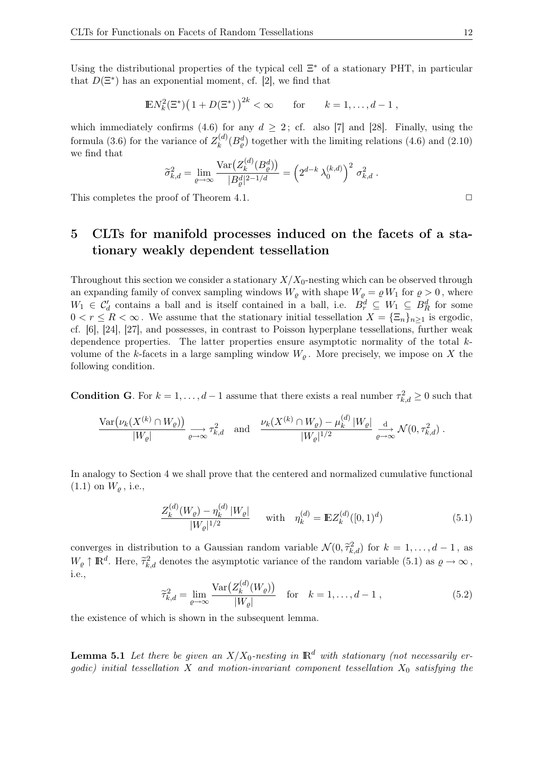Using the distributional properties of the typical cell $\Xi^*$ of a stationary PHT, in particular that $D(\Xi^*)$ has an exponential moment, cf. [2], we find that

$$\mathbb{E} N_k^2(\Xi^*)\big(1 + D(\Xi^*)\big)^{2k} < \infty \qquad \text{for} \qquad k = 1, \dots, d-1 \,,$$

which immediately confirms (4.6) for any $d \geq 2$; cf. also [7] and [28]. Finally, using the formula (3.6) for the variance of $Z_k^{(d)}(B_\varrho^d)$ together with the limiting relations (4.6) and (2.10) we find that

$$\widetilde{\sigma}_{k,d}^2 = \lim_{\varrho \to \infty} \frac{\mathrm{Var}\big(Z_k^{(d)}(B_\varrho^d)\big)}{|B_\varrho^d|^{2-1/d}} = \Big(2^{d-k}\, \lambda_0^{(k,d)}\Big)^2\, \sigma_{k,d}^2 \,.$$

This completes the proof of Theorem 4.1. □

# 5 CLTs for manifold processes induced on the facets of a stationary weakly dependent tessellation

Throughout this section we consider a stationary $X/X_0$-nesting which can be observed through an expanding family of convex sampling windows $W_\varrho$ with shape $W_\varrho = \varrho\, W_1$ for $\varrho > 0$, where $W_1 \in \mathcal{C}_d'$ contains a ball and is itself contained in a ball, i.e. $B_r^d \subseteq W_1 \subseteq B_R^d$ for some $0 < r \leq R < \infty$. We assume that the stationary initial tessellation $X = \{\Xi_n\}_{n \geq 1}$ is ergodic, cf. [6], [24], [27], and possesses, in contrast to Poisson hyperplane tessellations, further weak dependence properties. The latter properties ensure asymptotic normality of the total $k$-volume of the $k$-facets in a large sampling window $W_\varrho$. More precisely, we impose on $X$ the following condition.

**Condition G**. For $k = 1, \dots, d-1$ assume that there exists a real number $\tau_{k,d}^2 \geq 0$ such that

$$\frac{\mathrm{Var}\big(\nu_k(X^{(k)} \cap W_\varrho)\big)}{|W_\varrho|} \underset{\varrho \to \infty}{\longrightarrow} \tau_{k,d}^2 \quad \text{and} \quad \frac{\nu_k(X^{(k)} \cap W_\varrho) - \mu_k^{(d)}\, |W_\varrho|}{|W_\varrho|^{1/2}} \underset{\varrho \to \infty}{\overset{\mathrm{d}}{\longrightarrow}} \mathcal{N}(0, \tau_{k,d}^2)\,.$$

In analogy to Section 4 we shall prove that the centered and normalized cumulative functional (1.1) on $W_\varrho$, i.e.,

$$\frac{Z_k^{(d)}(W_\varrho) - \eta_k^{(d)}\, |W_\varrho|}{|W_\varrho|^{1/2}} \qquad \text{with} \quad \eta_k^{(d)} = \mathbb{E} Z_k^{(d)}([0,1)^d) \tag{5.1}$$

converges in distribution to a Gaussian random variable $\mathcal{N}(0, \widetilde{\tau}_{k,d}^2)$ for $k = 1, \dots, d-1$, as $W_\varrho \uparrow \mathbb{R}^d$. Here, $\widetilde{\tau}_{k,d}^2$ denotes the asymptotic variance of the random variable (5.1) as $\varrho \to \infty$, i.e.,

$$\widetilde{\tau}_{k,d}^2 = \lim_{\varrho \to \infty} \frac{\mathrm{Var}\big(Z_k^{(d)}(W_\varrho)\big)}{|W_\varrho|} \quad \text{for} \quad k = 1, \dots, d-1 \,, \tag{5.2}$$

the existence of which is shown in the subsequent lemma.

**Lemma 5.1** *Let there be given an $X/X_0$-nesting in $\mathbb{R}^d$ with stationary (not necessarily ergodic) initial tessellation $X$ and motion-invariant component tessellation $X_0$ satisfying the*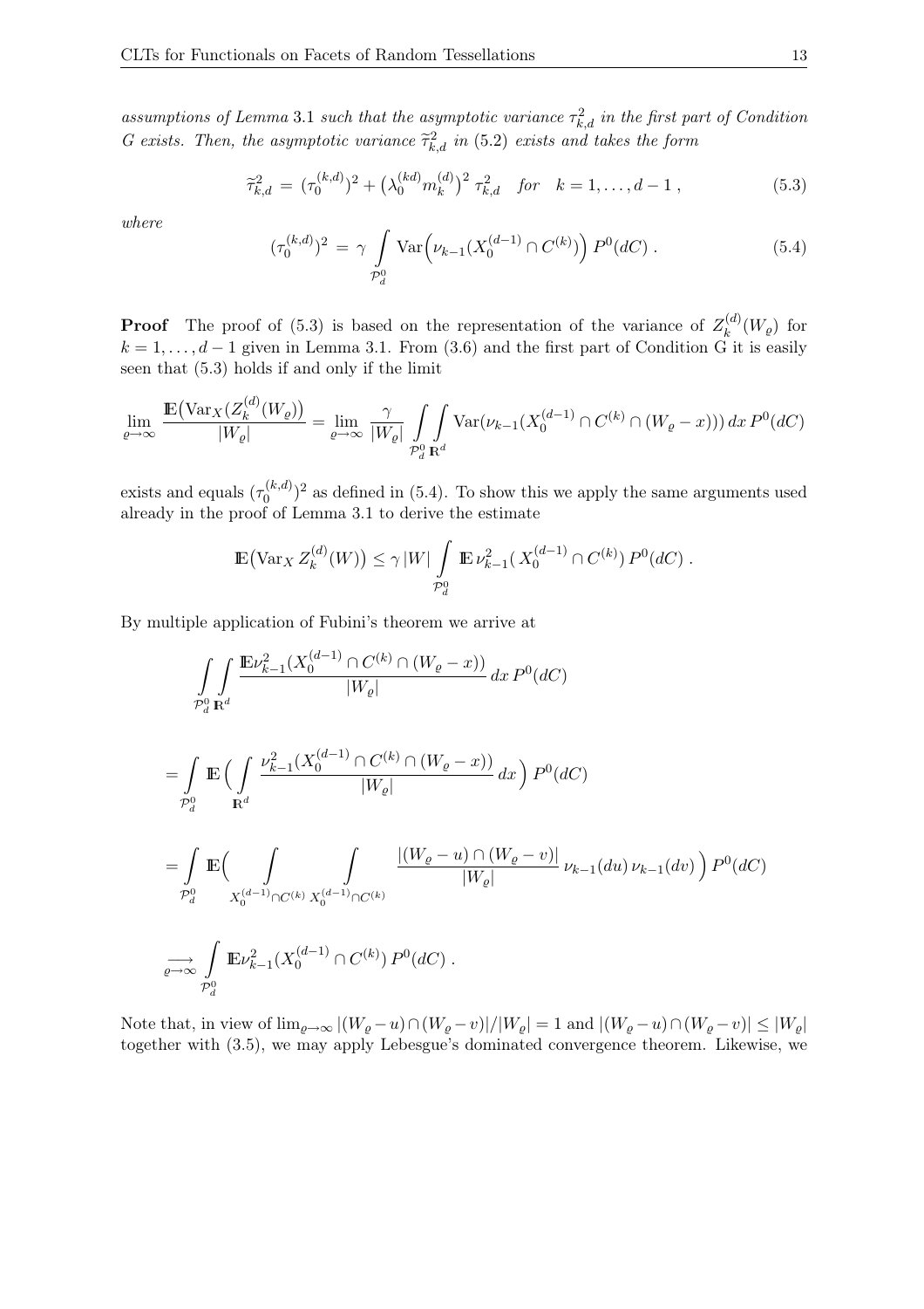*assumptions of Lemma* 3.1 *such that the asymptotic variance $\tau^2_{k,d}$ in the first part of Condition G exists. Then, the asymptotic variance $\widetilde{\tau}^2_{k,d}$ in* (5.2) *exists and takes the form*

$$\widetilde{\tau}^2_{k,d} \,=\, (\tau_0^{(k,d)})^2 + \big(\lambda_0^{(kd)} m_k^{(d)}\big)^2\, \tau^2_{k,d} \quad for \quad k = 1, \ldots, d-1\,, \tag{5.3}$$

*where*

$$(\tau_0^{(k,d)})^2 \,=\, \gamma \int\limits_{\mathcal{P}_d^0} \mathrm{Var}\Big(\nu_{k-1}(X_0^{(d-1)} \cap C^{(k)})\Big)\, P^0(dC)\,. \tag{5.4}$$

**Proof** The proof of (5.3) is based on the representation of the variance of $Z_k^{(d)}(W_\varrho)$ for $k = 1, \ldots, d-1$ given in Lemma 3.1. From (3.6) and the first part of Condition G it is easily seen that (5.3) holds if and only if the limit

$$\lim_{\varrho\to\infty} \frac{\mathbb{E}\big(\mathrm{Var}_X(Z_k^{(d)}(W_\varrho)\big)}{|W_\varrho|} = \lim_{\varrho\to\infty} \frac{\gamma}{|W_\varrho|} \int\limits_{\mathcal{P}_d^0}\int\limits_{\mathbb{R}^d} \mathrm{Var}(\nu_{k-1}(X_0^{(d-1)} \cap C^{(k)} \cap (W_\varrho - x)))\, dx\, P^0(dC)$$

exists and equals $(\tau_0^{(k,d)})^2$ as defined in (5.4). To show this we apply the same arguments used already in the proof of Lemma 3.1 to derive the estimate

$$\mathbb{E}\big(\mathrm{Var}_X\, Z_k^{(d)}(W)\big) \leq \gamma\, |W| \int\limits_{\mathcal{P}_d^0} \mathbb{E}\, \nu_{k-1}^2(\, X_0^{(d-1)} \cap C^{(k)})\, P^0(dC)\,.$$

By multiple application of Fubini's theorem we arrive at

$$\int\limits_{\mathcal{P}_d^0}\int\limits_{\mathbb{R}^d} \frac{\mathbb{E}\nu_{k-1}^2(X_0^{(d-1)} \cap C^{(k)} \cap (W_\varrho - x))}{|W_\varrho|}\, dx\, P^0(dC)$$

$$= \int\limits_{\mathcal{P}_d^0} \mathbb{E}\Big( \int\limits_{\mathbb{R}^d} \frac{\nu_{k-1}^2(X_0^{(d-1)} \cap C^{(k)} \cap (W_\varrho - x))}{|W_\varrho|}\, dx \Big)\, P^0(dC)$$

$$= \int\limits_{\mathcal{P}_d^0} \mathbb{E}\Big( \int\limits_{X_0^{(d-1)} \cap C^{(k)}} \int\limits_{X_0^{(d-1)} \cap C^{(k)}} \frac{|(W_\varrho - u) \cap (W_\varrho - v)|}{|W_\varrho|}\, \nu_{k-1}(du)\, \nu_{k-1}(dv) \Big)\, P^0(dC)$$

$$\underset{\varrho\to\infty}{\longrightarrow} \int\limits_{\mathcal{P}_d^0} \mathbb{E}\nu_{k-1}^2(X_0^{(d-1)} \cap C^{(k)})\, P^0(dC)\,.$$

Note that, in view of $\lim_{\varrho\to\infty} |(W_\varrho - u) \cap (W_\varrho - v)|/|W_\varrho| = 1$ and $|(W_\varrho - u) \cap (W_\varrho - v)| \leq |W_\varrho|$ together with (3.5), we may apply Lebesgue's dominated convergence theorem. Likewise, we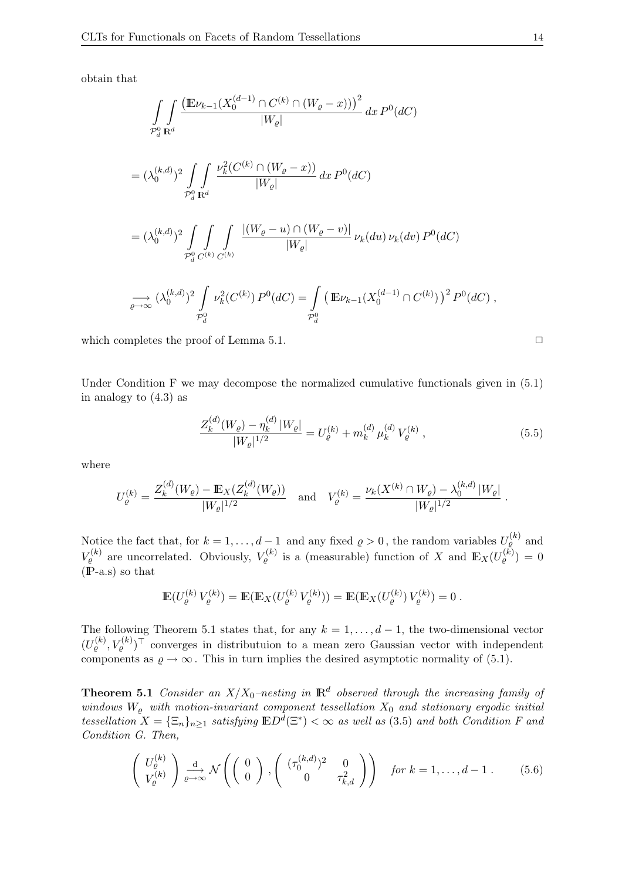obtain that

$$\int_{\mathcal{P}_d^0} \int_{\mathbb{R}^d} \frac{\left(\mathbb{E}\nu_{k-1}(X_0^{(d-1)} \cap C^{(k)} \cap (W_\varrho - x))\right)^2}{|W_\varrho|} \, dx \, P^0(dC)$$

$$= (\lambda_0^{(k,d)})^2 \int_{\mathcal{P}_d^0} \int_{\mathbb{R}^d} \frac{\nu_k^2(C^{(k)} \cap (W_\varrho - x))}{|W_\varrho|} \, dx \, P^0(dC)$$

$$= (\lambda_0^{(k,d)})^2 \int_{\mathcal{P}_d^0} \int_{C^{(k)}} \int_{C^{(k)}} \frac{|(W_\varrho - u) \cap (W_\varrho - v)|}{|W_\varrho|} \, \nu_k(du) \, \nu_k(dv) \, P^0(dC)$$

$$\underset{\varrho \to \infty}{\longrightarrow} (\lambda_0^{(k,d)})^2 \int_{\mathcal{P}_d^0} \nu_k^2(C^{(k)}) \, P^0(dC) = \int_{\mathcal{P}_d^0} \left(\mathbb{E}\nu_{k-1}(X_0^{(d-1)} \cap C^{(k)})\right)^2 P^0(dC) \,,$$

which completes the proof of Lemma 5.1. □

Under Condition F we may decompose the normalized cumulative functionals given in (5.1) in analogy to (4.3) as

$$\frac{Z_k^{(d)}(W_\varrho) - \eta_k^{(d)} \, |W_\varrho|}{|W_\varrho|^{1/2}} = U_\varrho^{(k)} + m_k^{(d)} \, \mu_k^{(d)} \, V_\varrho^{(k)} \,, \tag{5.5}$$

where

$$U_\varrho^{(k)} = \frac{Z_k^{(d)}(W_\varrho) - \mathbb{E}_X(Z_k^{(d)}(W_\varrho))}{|W_\varrho|^{1/2}} \quad \text{and} \quad V_\varrho^{(k)} = \frac{\nu_k(X^{(k)} \cap W_\varrho) - \lambda_0^{(k,d)} \, |W_\varrho|}{|W_\varrho|^{1/2}} \,.$$

Notice the fact that, for $k = 1, \ldots, d-1$ and any fixed $\varrho > 0$, the random variables $U_\varrho^{(k)}$ and $V_\varrho^{(k)}$ are uncorrelated. Obviously, $V_\varrho^{(k)}$ is a (measurable) function of $X$ and $\mathbb{E}_X(U_\varrho^{(k)}) = 0$ ($\mathbb{P}$-a.s) so that

$$\mathbb{E}(U_\varrho^{(k)} \, V_\varrho^{(k)}) = \mathbb{E}(\mathbb{E}_X(U_\varrho^{(k)} \, V_\varrho^{(k)})) = \mathbb{E}(\mathbb{E}_X(U_\varrho^{(k)}) \, V_\varrho^{(k)}) = 0 \,.$$

The following Theorem 5.1 states that, for any $k = 1, \ldots, d-1$, the two-dimensional vector $(U_\varrho^{(k)}, V_\varrho^{(k)})^\top$ converges in distributuion to a mean zero Gaussian vector with independent components as $\varrho \to \infty$. This in turn implies the desired asymptotic normality of (5.1).

**Theorem 5.1** *Consider an $X/X_0$–nesting in $\mathbb{R}^d$ observed through the increasing family of windows $W_\varrho$ with motion-invariant component tessellation $X_0$ and stationary ergodic initial tessellation $X = \{\Xi_n\}_{n \geq 1}$ satisfying $\mathbb{E}D^d(\Xi^*) < \infty$ as well as (3.5) and both Condition F and Condition G. Then,*

$$\begin{pmatrix} U_\varrho^{(k)} \\ V_\varrho^{(k)} \end{pmatrix} \underset{\varrho \to \infty}{\overset{\text{d}}{\longrightarrow}} \mathcal{N}\left( \begin{pmatrix} 0 \\ 0 \end{pmatrix}, \begin{pmatrix} (\tau_0^{(k,d)})^2 & 0 \\ 0 & \tau_{k,d}^2 \end{pmatrix} \right) \quad \text{for } k = 1, \ldots, d-1 \,. \tag{5.6}$$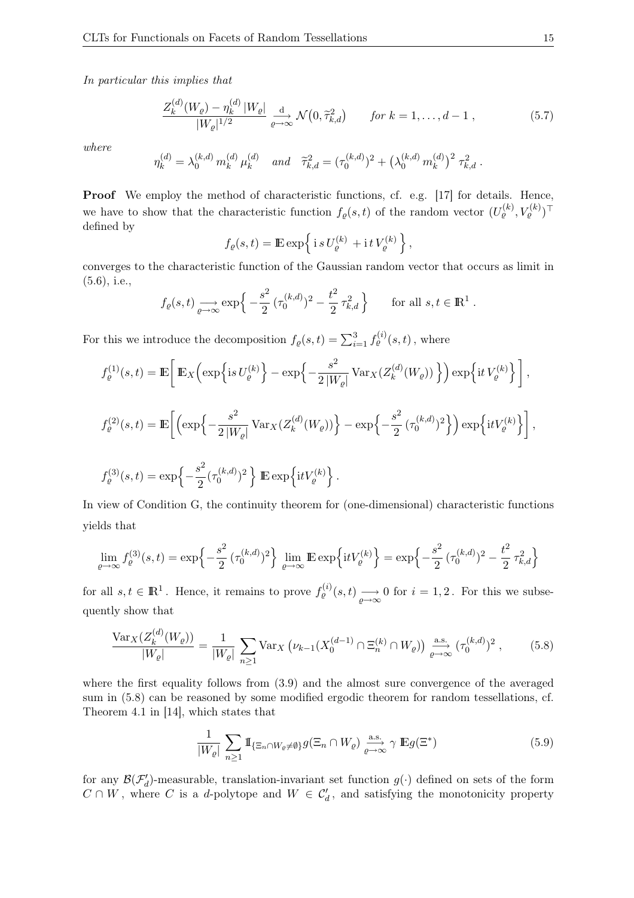*In particular this implies that*

$$\frac{Z_k^{(d)}(W_\varrho) - \eta_k^{(d)}\,|W_\varrho|}{|W_\varrho|^{1/2}} \underset{\varrho\to\infty}{\overset{\mathrm{d}}{\longrightarrow}} \mathcal{N}\big(0, \widetilde{\tau}_{k,d}^{\,2}\big) \qquad \textit{for } k = 1,\dots,d-1\,, \tag{5.7}$$

*where*

$$\eta_k^{(d)} = \lambda_0^{(k,d)}\, m_k^{(d)}\, \mu_k^{(d)} \quad \textit{and} \quad \widetilde{\tau}_{k,d}^{\,2} = (\tau_0^{(k,d)})^2 + \big(\lambda_0^{(k,d)}\, m_k^{(d)}\big)^2\, \tau_{k,d}^2\,.$$

**Proof** We employ the method of characteristic functions, cf. e.g. [17] for details. Hence, we have to show that the characteristic function $f_\varrho(s,t)$ of the random vector $(U_\varrho^{(k)}, V_\varrho^{(k)})^\top$ defined by

$$f_\varrho(s,t) = \mathbb{E}\exp\Big\{\, \mathrm{i}\, s\, U_\varrho^{(k)} + \mathrm{i}\, t\, V_\varrho^{(k)}\,\Big\}\,,$$

converges to the characteristic function of the Gaussian random vector that occurs as limit in (5.6), i.e.,

$$f_\varrho(s,t) \underset{\varrho\to\infty}{\longrightarrow} \exp\Big\{ -\frac{s^2}{2}\,(\tau_0^{(k,d)})^2 - \frac{t^2}{2}\,\tau_{k,d}^2 \Big\} \qquad \text{for all } s,t \in \mathbb{R}^1\,.$$

For this we introduce the decomposition $f_\varrho(s,t) = \sum_{i=1}^3 f_\varrho^{(i)}(s,t)$ , where

$$f_\varrho^{(1)}(s,t) = \mathbb{E}\bigg[\, \mathbb{E}_X\Big( \exp\Big\{ \mathrm{i}\, s\, U_\varrho^{(k)} \Big\} - \exp\Big\{ -\frac{s^2}{2\,|W_\varrho|}\,\mathrm{Var}_X(Z_k^{(d)}(W_\varrho))\,\Big\}\Big) \exp\Big\{ \mathrm{i}\, t\, V_\varrho^{(k)} \Big\}\,\bigg]\,,$$

$$f_\varrho^{(2)}(s,t) = \mathbb{E}\bigg[ \Big( \exp\Big\{ -\frac{s^2}{2\,|W_\varrho|}\,\mathrm{Var}_X(Z_k^{(d)}(W_\varrho))\Big\} - \exp\Big\{ -\frac{s^2}{2}\,(\tau_0^{(k,d)})^2 \Big\}\Big) \exp\Big\{ \mathrm{i} t V_\varrho^{(k)} \Big\}\bigg]\,,$$

$$f_\varrho^{(3)}(s,t) = \exp\Big\{ -\frac{s^2}{2}(\tau_0^{(k,d)})^2 \Big\}\ \mathbb{E}\exp\Big\{ \mathrm{i} t V_\varrho^{(k)} \Big\}\,.$$

In view of Condition G, the continuity theorem for (one-dimensional) characteristic functions yields that

$$\lim_{\varrho\to\infty} f_\varrho^{(3)}(s,t) = \exp\Big\{ -\frac{s^2}{2}\,(\tau_0^{(k,d)})^2 \Big\}\ \lim_{\varrho\to\infty} \mathbb{E}\exp\Big\{ \mathrm{i} t V_\varrho^{(k)} \Big\} = \exp\Big\{ -\frac{s^2}{2}\,(\tau_0^{(k,d)})^2 - \frac{t^2}{2}\,\tau_{k,d}^2 \Big\}$$

for all $s,t \in \mathbb{R}^1$ . Hence, it remains to prove $f_\varrho^{(i)}(s,t) \underset{\varrho\to\infty}{\longrightarrow} 0$ for $i = 1,2$ . For this we subsequently show that

$$\frac{\mathrm{Var}_X(Z_k^{(d)}(W_\varrho))}{|W_\varrho|} = \frac{1}{|W_\varrho|} \sum_{n\ge 1} \mathrm{Var}_X\left( \nu_{k-1}(X_0^{(d-1)} \cap \Xi_n^{(k)} \cap W_\varrho)\right) \underset{\varrho\to\infty}{\overset{\text{a.s.}}{\longrightarrow}} (\tau_0^{(k,d)})^2\,, \tag{5.8}$$

where the first equality follows from (3.9) and the almost sure convergence of the averaged sum in (5.8) can be reasoned by some modified ergodic theorem for random tessellations, cf. Theorem 4.1 in [14], which states that

$$\frac{1}{|W_\varrho|} \sum_{n\ge 1} \mathbb{1}_{\{\Xi_n \cap W_\varrho \neq \emptyset\}}\, g(\Xi_n \cap W_\varrho) \underset{\varrho\to\infty}{\overset{\text{a.s.}}{\longrightarrow}} \gamma\ \mathbb{E}g(\Xi^*) \tag{5.9}$$

for any $\mathcal{B}(\mathcal{F}_d')$-measurable, translation-invariant set function $g(\cdot)$ defined on sets of the form $C \cap W$ , where $C$ is a $d$-polytope and $W \in \mathcal{C}_d'$ , and satisfying the monotonicity property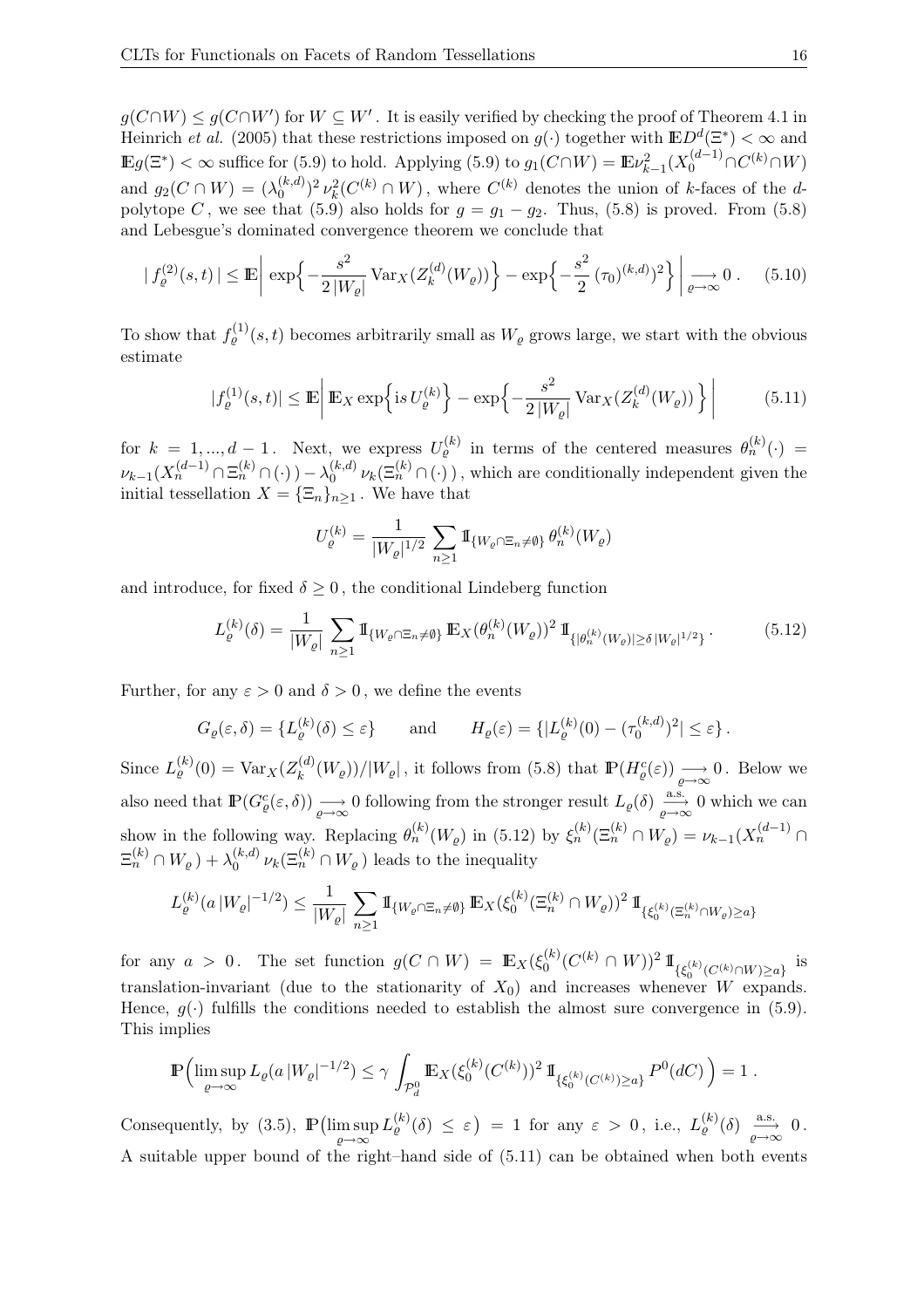$g(C \cap W) \le g(C \cap W')$ for $W \subseteq W'$. It is easily verified by checking the proof of Theorem 4.1 in Heinrich *et al.* (2005) that these restrictions imposed on $g(\cdot)$ together with $\mathbb{E}D^d(\Xi^*) < \infty$ and $\mathbb{E}g(\Xi^*) < \infty$ suffice for (5.9) to hold. Applying (5.9) to $g_1(C \cap W) = \mathbb{E}\nu_{k-1}^2(X_0^{(d-1)} \cap C^{(k)} \cap W)$ and $g_2(C \cap W) = (\lambda_0^{(k,d)})^2 \nu_k^2(C^{(k)} \cap W)$, where $C^{(k)}$ denotes the union of $k$-faces of the $d$-polytope $C$, we see that (5.9) also holds for $g = g_1 - g_2$. Thus, (5.8) is proved. From (5.8) and Lebesgue's dominated convergence theorem we conclude that

$$|\, f_\varrho^{(2)}(s,t)\,| \le \mathbb{E}\bigg|\, \exp\Big\{-\frac{s^2}{2\,|W_\varrho|}\,\mathrm{Var}_X(Z_k^{(d)}(W_\varrho))\Big\} - \exp\Big\{-\frac{s^2}{2}\,(\tau_0)^{(k,d)})^2\Big\}\,\bigg| \underset{\varrho\to\infty}{\longrightarrow} 0\,. \tag{5.10}$$

To show that $f_\varrho^{(1)}(s,t)$ becomes arbitrarily small as $W_\varrho$ grows large, we start with the obvious estimate

$$|f_\varrho^{(1)}(s,t)| \le \mathbb{E}\bigg|\, \mathbb{E}_X \exp\Big\{ \mathrm{i} s\, U_\varrho^{(k)}\Big\} - \exp\Big\{-\frac{s^2}{2\,|W_\varrho|}\,\mathrm{Var}_X(Z_k^{(d)}(W_\varrho))\Big\}\,\bigg| \tag{5.11}$$

for $k = 1,\dots,d-1$. Next, we express $U_\varrho^{(k)}$ in terms of the centered measures $\theta_n^{(k)}(\cdot) = \nu_{k-1}(X_n^{(d-1)} \cap \Xi_n^{(k)} \cap (\cdot)\,) - \lambda_0^{(k,d)}\,\nu_k(\Xi_n^{(k)} \cap (\cdot)\,)$, which are conditionally independent given the initial tessellation $X = \{\Xi_n\}_{n\ge 1}$. We have that

$$U_\varrho^{(k)} = \frac{1}{|W_\varrho|^{1/2}} \sum_{n\ge 1} \mathbb{1}_{\{W_\varrho \cap \Xi_n \ne \emptyset\}}\, \theta_n^{(k)}(W_\varrho)$$

and introduce, for fixed $\delta \ge 0$, the conditional Lindeberg function

$$L_\varrho^{(k)}(\delta) = \frac{1}{|W_\varrho|} \sum_{n\ge 1} \mathbb{1}_{\{W_\varrho \cap \Xi_n \ne \emptyset\}}\, \mathbb{E}_X(\theta_n^{(k)}(W_\varrho))^2\, \mathbb{1}_{\{|\theta_n^{(k)}(W_\varrho)| \ge \delta\,|W_\varrho|^{1/2}\}}\,. \tag{5.12}$$

Further, for any $\varepsilon > 0$ and $\delta > 0$, we define the events

$$G_\varrho(\varepsilon,\delta) = \{L_\varrho^{(k)}(\delta) \le \varepsilon\} \qquad \text{and} \qquad H_\varrho(\varepsilon) = \{|L_\varrho^{(k)}(0) - (\tau_0^{(k,d)})^2| \le \varepsilon\}\,.$$

Since $L_\varrho^{(k)}(0) = \mathrm{Var}_X(Z_k^{(d)}(W_\varrho))/|W_\varrho|$, it follows from (5.8) that $\mathbb{P}(H_\varrho^c(\varepsilon)) \underset{\varrho\to\infty}{\longrightarrow} 0$. Below we also need that $\mathbb{P}(G_\varrho^c(\varepsilon,\delta)) \underset{\varrho\to\infty}{\longrightarrow} 0$ following from the stronger result $L_\varrho(\delta) \overset{\text{a.s.}}{\underset{\varrho\to\infty}{\longrightarrow}} 0$ which we can show in the following way. Replacing $\theta_n^{(k)}(W_\varrho)$ in (5.12) by $\xi_n^{(k)}(\Xi_n^{(k)} \cap W_\varrho) = \nu_{k-1}(X_n^{(d-1)} \cap \Xi_n^{(k)} \cap W_\varrho\,) + \lambda_0^{(k,d)}\,\nu_k(\Xi_n^{(k)} \cap W_\varrho\,)$ leads to the inequality

$$L_\varrho^{(k)}(a\,|W_\varrho|^{-1/2}) \le \frac{1}{|W_\varrho|} \sum_{n\ge 1} \mathbb{1}_{\{W_\varrho \cap \Xi_n \ne \emptyset\}}\, \mathbb{E}_X(\xi_0^{(k)}(\Xi_n^{(k)} \cap W_\varrho))^2\, \mathbb{1}_{\{\xi_0^{(k)}(\Xi_n^{(k)} \cap W_\varrho) \ge a\}}$$

for any $a > 0$. The set function $g(C \cap W) = \mathbb{E}_X(\xi_0^{(k)}(C^{(k)} \cap W))^2\,\mathbb{1}_{\{\xi_0^{(k)}(C^{(k)} \cap W) \ge a\}}$ is translation-invariant (due to the stationarity of $X_0$) and increases whenever $W$ expands. Hence, $g(\cdot)$ fulfills the conditions needed to establish the almost sure convergence in (5.9). This implies

$$\mathbb{P}\Big(\limsup_{\varrho\to\infty} L_\varrho(a\,|W_\varrho|^{-1/2}) \le \gamma \int_{\mathcal{P}_d^0} \mathbb{E}_X(\xi_0^{(k)}(C^{(k)}))^2\,\mathbb{1}_{\{\xi_0^{(k)}(C^{(k)}) \ge a\}}\,P^0(dC)\Big) = 1\,.$$

Consequently, by (3.5), $\mathbb{P}\big(\limsup_{\varrho\to\infty} L_\varrho^{(k)}(\delta) \le \varepsilon\big) = 1$ for any $\varepsilon > 0$, i.e., $L_\varrho^{(k)}(\delta) \overset{\text{a.s.}}{\underset{\varrho\to\infty}{\longrightarrow}} 0$. A suitable upper bound of the right–hand side of (5.11) can be obtained when both events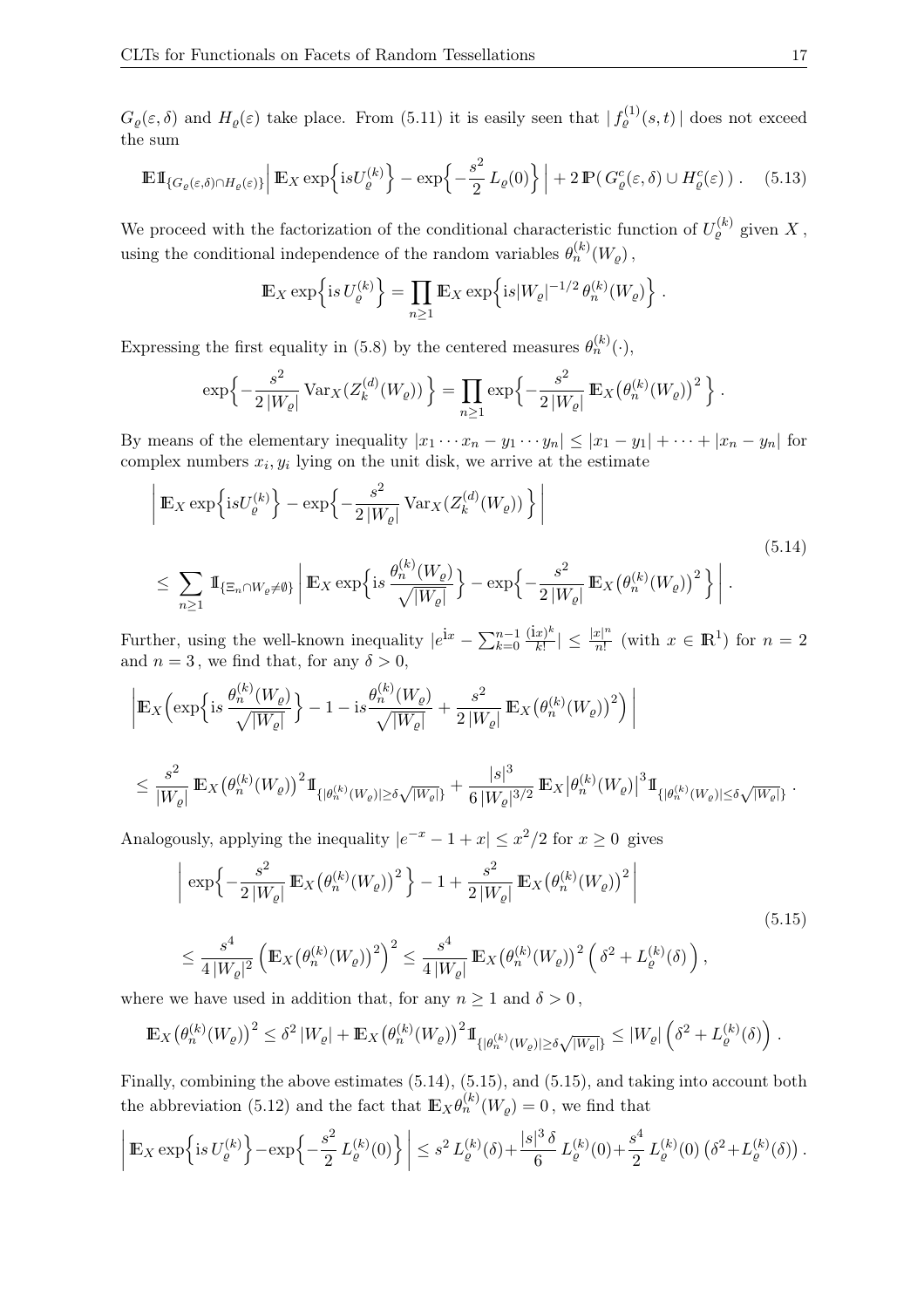$G_\varrho(\varepsilon,\delta)$ and $H_\varrho(\varepsilon)$ take place. From (5.11) it is easily seen that $|\, f_\varrho^{(1)}(s,t)\,|$ does not exceed the sum

$$\mathbb{E}\mathbb{1}_{\{G_\varrho(\varepsilon,\delta)\cap H_\varrho(\varepsilon)\}}\Big|\,\mathbb{E}_X \exp\Big\{\mathrm{i}sU_\varrho^{(k)}\Big\} - \exp\Big\{-\frac{s^2}{2}\,L_\varrho(0)\Big\}\,\Big| + 2\,\mathbb{P}(\,G_\varrho^c(\varepsilon,\delta)\cup H_\varrho^c(\varepsilon)\,)\,. \tag{5.13}$$

We proceed with the factorization of the conditional characteristic function of $U_\varrho^{(k)}$ given $X$, using the conditional independence of the random variables $\theta_n^{(k)}(W_\varrho)$,

$$\mathbb{E}_X \exp\Big\{\mathrm{i}s\,U_\varrho^{(k)}\Big\} = \prod_{n\ge 1}\mathbb{E}_X \exp\Big\{\mathrm{i}s|W_\varrho|^{-1/2}\,\theta_n^{(k)}(W_\varrho)\Big\}\,.$$

Expressing the first equality in (5.8) by the centered measures $\theta_n^{(k)}(\cdot)$,

$$\exp\Big\{-\frac{s^2}{2\,|W_\varrho|}\,\mathrm{Var}_X(Z_k^{(d)}(W_\varrho))\Big\} = \prod_{n\ge 1}\exp\Big\{-\frac{s^2}{2\,|W_\varrho|}\,\mathbb{E}_X\big(\theta_n^{(k)}(W_\varrho)\big)^2\Big\}\,.$$

By means of the elementary inequality $|x_1\cdots x_n - y_1\cdots y_n| \le |x_1-y_1|+\cdots+|x_n-y_n|$ for complex numbers $x_i, y_i$ lying on the unit disk, we arrive at the estimate

$$\begin{aligned}
&\bigg|\,\mathbb{E}_X \exp\Big\{\mathrm{i}sU_\varrho^{(k)}\Big\} - \exp\Big\{-\frac{s^2}{2\,|W_\varrho|}\,\mathrm{Var}_X(Z_k^{(d)}(W_\varrho))\Big\}\,\bigg| \\
&\le \sum_{n\ge 1}\mathbb{1}_{\{\Xi_n\cap W_\varrho\neq\emptyset\}}\bigg|\,\mathbb{E}_X\exp\Big\{\mathrm{i}s\,\frac{\theta_n^{(k)}(W_\varrho)}{\sqrt{|W_\varrho|}}\Big\} - \exp\Big\{-\frac{s^2}{2\,|W_\varrho|}\,\mathbb{E}_X\big(\theta_n^{(k)}(W_\varrho)\big)^2\Big\}\,\bigg|\,.
\end{aligned} \tag{5.14}$$

Further, using the well-known inequality $|e^{\mathrm{i}x} - \sum_{k=0}^{n-1}\frac{(\mathrm{i}x)^k}{k!}| \le \frac{|x|^n}{n!}$ (with $x\in\mathbb{R}^1$) for $n=2$ and $n=3$, we find that, for any $\delta>0$,

$$\begin{aligned}
&\bigg|\mathbb{E}_X\Big(\exp\Big\{\mathrm{i}s\,\frac{\theta_n^{(k)}(W_\varrho)}{\sqrt{|W_\varrho|}}\Big\} - 1 - \mathrm{i}s\frac{\theta_n^{(k)}(W_\varrho)}{\sqrt{|W_\varrho|}} + \frac{s^2}{2\,|W_\varrho|}\,\mathbb{E}_X\big(\theta_n^{(k)}(W_\varrho)\big)^2\Big)\,\bigg| \\
&\le \frac{s^2}{|W_\varrho|}\,\mathbb{E}_X\big(\theta_n^{(k)}(W_\varrho)\big)^2\mathbb{1}_{\{|\theta_n^{(k)}(W_\varrho)|\ge\delta\sqrt{|W_\varrho|}\}} + \frac{|s|^3}{6\,|W_\varrho|^{3/2}}\,\mathbb{E}_X\big|\theta_n^{(k)}(W_\varrho)\big|^3\mathbb{1}_{\{|\theta_n^{(k)}(W_\varrho)|\le\delta\sqrt{|W_\varrho|}\}}\,.
\end{aligned}$$

Analogously, applying the inequality $|e^{-x}-1+x|\le x^2/2$ for $x\ge 0$ gives

$$\begin{aligned}
&\bigg|\,\exp\Big\{-\frac{s^2}{2\,|W_\varrho|}\,\mathbb{E}_X\big(\theta_n^{(k)}(W_\varrho)\big)^2\Big\} - 1 + \frac{s^2}{2\,|W_\varrho|}\,\mathbb{E}_X\big(\theta_n^{(k)}(W_\varrho)\big)^2\,\bigg| \\
&\le \frac{s^4}{4\,|W_\varrho|^2}\Big(\mathbb{E}_X\big(\theta_n^{(k)}(W_\varrho)\big)^2\Big)^2 \le \frac{s^4}{4\,|W_\varrho|}\,\mathbb{E}_X\big(\theta_n^{(k)}(W_\varrho)\big)^2\Big(\,\delta^2 + L_\varrho^{(k)}(\delta)\,\Big)\,,
\end{aligned} \tag{5.15}$$

where we have used in addition that, for any $n\ge 1$ and $\delta>0$,

$$\mathbb{E}_X\big(\theta_n^{(k)}(W_\varrho)\big)^2 \le \delta^2\,|W_\varrho| + \mathbb{E}_X\big(\theta_n^{(k)}(W_\varrho)\big)^2\mathbb{1}_{\{|\theta_n^{(k)}(W_\varrho)|\ge\delta\sqrt{|W_\varrho|}\}} \le |W_\varrho|\,\Big(\delta^2 + L_\varrho^{(k)}(\delta)\Big)\,.$$

Finally, combining the above estimates (5.14), (5.15), and (5.15), and taking into account both the abbreviation (5.12) and the fact that $\mathbb{E}_X\theta_n^{(k)}(W_\varrho) = 0$, we find that

$$\bigg|\,\mathbb{E}_X\exp\Big\{\mathrm{i}s\,U_\varrho^{(k)}\Big\} - \exp\Big\{-\frac{s^2}{2}\,L_\varrho^{(k)}(0)\Big\}\,\bigg| \le s^2\,L_\varrho^{(k)}(\delta) + \frac{|s|^3\,\delta}{6}\,L_\varrho^{(k)}(0) + \frac{s^4}{2}\,L_\varrho^{(k)}(0)\,\big(\delta^2 + L_\varrho^{(k)}(\delta)\big)\,.$$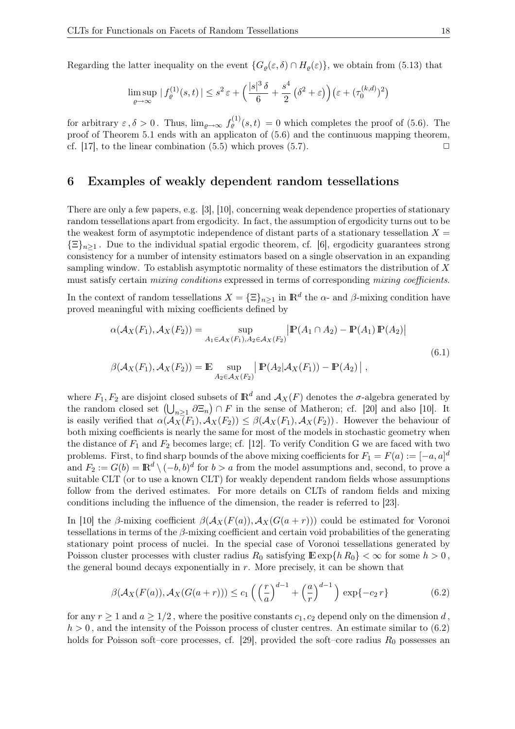Regarding the latter inequality on the event $\{G_\varrho(\varepsilon,\delta)\cap H_\varrho(\varepsilon)\}$, we obtain from (5.13) that

$$\limsup_{\varrho\to\infty} |\, f_\varrho^{(1)}(s,t)\,| \le s^2\,\varepsilon + \Big(\frac{|s|^3\,\delta}{6} + \frac{s^4}{2}\,\big(\delta^2+\varepsilon\big)\Big)\big(\varepsilon + (\tau_0^{(k,d)})^2\big)$$

for arbitrary $\varepsilon\,,\delta > 0$ . Thus, $\lim_{\varrho\to\infty} f_\varrho^{(1)}(s,t) = 0$ which completes the proof of (5.6). The proof of Theorem 5.1 ends with an applicaton of (5.6) and the continuous mapping theorem, cf. [17], to the linear combination (5.5) which proves (5.7). □

# 6 Examples of weakly dependent random tessellations

There are only a few papers, e.g. [3], [10], concerning weak dependence properties of stationary random tessellations apart from ergodicity. In fact, the assumption of ergodicity turns out to be the weakest form of asymptotic independence of distant parts of a stationary tessellation $X = \{\Xi\}_{n\ge1}$ . Due to the individual spatial ergodic theorem, cf. [6], ergodicity guarantees strong consistency for a number of intensity estimators based on a single observation in an expanding sampling window. To establish asymptotic normality of these estimators the distribution of $X$ must satisfy certain *mixing conditions* expressed in terms of corresponding *mixing coefficients*.

In the context of random tessellations $X = \{\Xi\}_{n\ge1}$ in $\mathbb{R}^d$ the $\alpha$- and $\beta$-mixing condition have proved meaningful with mixing coefficients defined by

$$\begin{aligned}
\alpha(\mathcal{A}_X(F_1),\mathcal{A}_X(F_2)) &= \sup_{A_1\in\mathcal{A}_X(F_1),A_2\in\mathcal{A}_X(F_2)} \big|\mathbb{P}(A_1\cap A_2) - \mathbb{P}(A_1)\,\mathbb{P}(A_2)\big| \\
\beta(\mathcal{A}_X(F_1),\mathcal{A}_X(F_2)) &= \mathbb{E}\sup_{A_2\in\mathcal{A}_X(F_2)} \big|\,\mathbb{P}(A_2|\mathcal{A}_X(F_1)) - \mathbb{P}(A_2)\,\big|\,,
\end{aligned} \tag{6.1}$$

where $F_1, F_2$ are disjoint closed subsets of $\mathbb{R}^d$ and $\mathcal{A}_X(F)$ denotes the $\sigma$-algebra generated by the random closed set $\big(\bigcup_{n\ge1}\partial\Xi_n\big)\cap F$ in the sense of Matheron; cf. [20] and also [10]. It is easily verified that $\alpha(\mathcal{A}_X(F_1),\mathcal{A}_X(F_2)) \le \beta(\mathcal{A}_X(F_1),\mathcal{A}_X(F_2))$ . However the behaviour of both mixing coefficients is nearly the same for most of the models in stochastic geometry when the distance of $F_1$ and $F_2$ becomes large; cf. [12]. To verify Condition G we are faced with two problems. First, to find sharp bounds of the above mixing coefficients for $F_1 = F(a) := [-a,a]^d$ and $F_2 := G(b) = \mathbb{R}^d\setminus(-b,b)^d$ for $b > a$ from the model assumptions and, second, to prove a suitable CLT (or to use a known CLT) for weakly dependent random fields whose assumptions follow from the derived estimates. For more details on CLTs of random fields and mixing conditions including the influence of the dimension, the reader is referred to [23].

In [10] the $\beta$-mixing coefficient $\beta(\mathcal{A}_X(F(a)),\mathcal{A}_X(G(a+r)))$ could be estimated for Voronoi tessellations in terms of the $\beta$-mixing coefficient and certain void probabilities of the generating stationary point process of nuclei. In the special case of Voronoi tessellations generated by Poisson cluster processes with cluster radius $R_0$ satisfying $\mathbb{E}\exp\{h\,R_0\} < \infty$ for some $h > 0$, the general bound decays exponentially in $r$. More precisely, it can be shown that

$$\beta(\mathcal{A}_X(F(a)),\mathcal{A}_X(G(a+r))) \le c_1\,\Big(\Big(\frac{r}{a}\Big)^{d-1} + \Big(\frac{a}{r}\Big)^{d-1}\Big)\,\exp\{-c_2\,r\} \tag{6.2}$$

for any $r \ge 1$ and $a \ge 1/2$ , where the positive constants $c_1, c_2$ depend only on the dimension $d$ , $h > 0$ , and the intensity of the Poisson process of cluster centres. An estimate similar to (6.2) holds for Poisson soft–core processes, cf. [29], provided the soft–core radius $R_0$ possesses an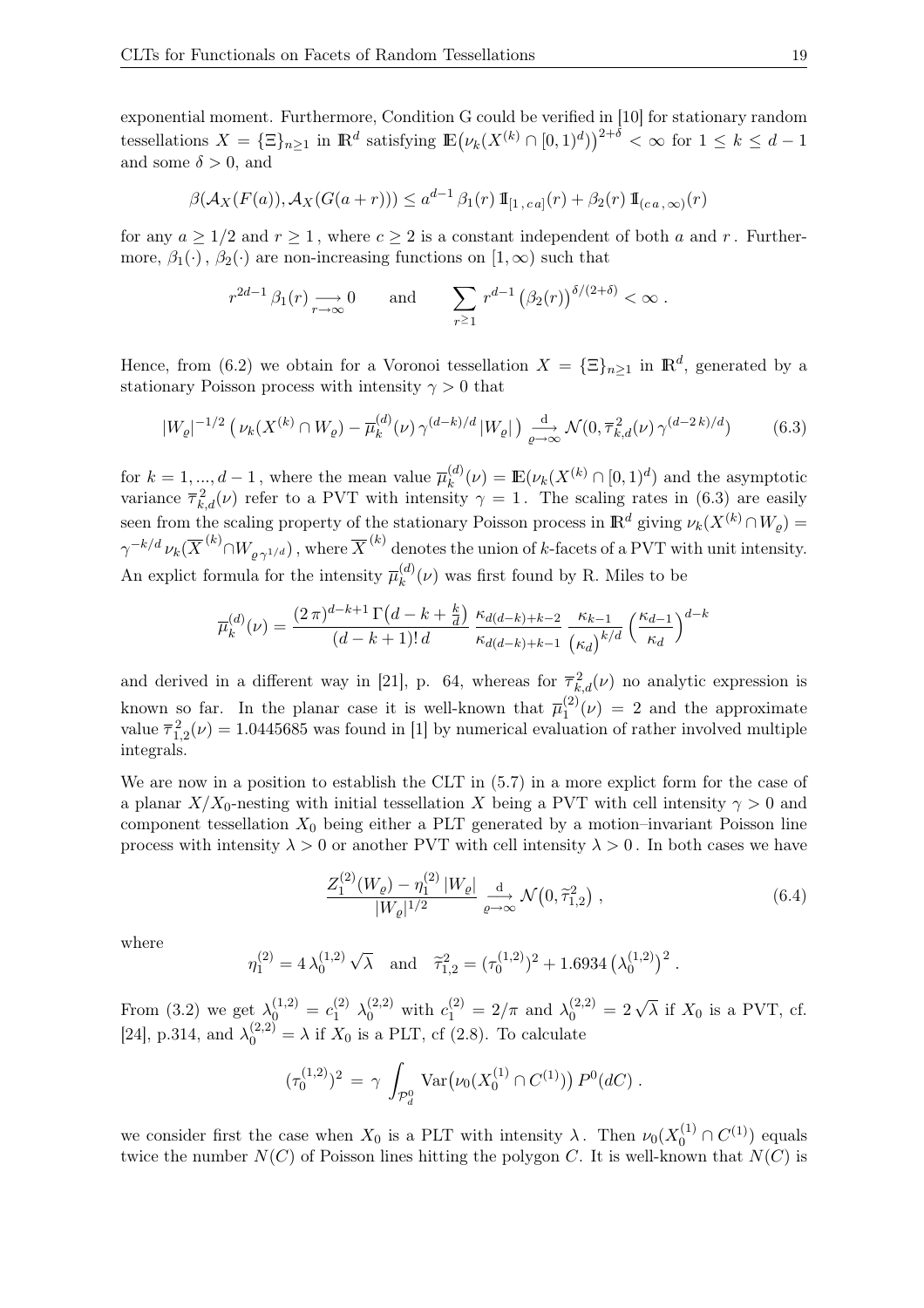exponential moment. Furthermore, Condition G could be verified in [10] for stationary random tessellations $X = \{\Xi\}_{n\geq 1}$ in $\mathbb{R}^d$ satisfying $\mathbb{E}\big(\nu_k(X^{(k)} \cap [0,1)^d)\big)^{2+\delta} < \infty$ for $1 \leq k \leq d-1$ and some $\delta > 0$, and

$$\beta(\mathcal{A}_X(F(a)), \mathcal{A}_X(G(a+r))) \leq a^{d-1}\,\beta_1(r)\,\mathbb{1}_{[1\,,\,c\,a]}(r) + \beta_2(r)\,\mathbb{1}_{(c\,a\,,\,\infty)}(r)$$

for any $a \geq 1/2$ and $r \geq 1$, where $c \geq 2$ is a constant independent of both $a$ and $r$. Furthermore, $\beta_1(\cdot)$, $\beta_2(\cdot)$ are non-increasing functions on $[1,\infty)$ such that

$$r^{2d-1}\,\beta_1(r) \underset{r\to\infty}{\longrightarrow} 0 \qquad \text{and} \qquad \sum_{r\geq 1} r^{d-1}\big(\beta_2(r)\big)^{\delta/(2+\delta)} < \infty\,.$$

Hence, from (6.2) we obtain for a Voronoi tessellation $X = \{\Xi\}_{n\geq 1}$ in $\mathbb{R}^d$, generated by a stationary Poisson process with intensity $\gamma > 0$ that

$$|W_\varrho|^{-1/2}\left(\nu_k(X^{(k)} \cap W_\varrho) - \overline{\mu}_k^{(d)}(\nu)\,\gamma^{(d-k)/d}\,|W_\varrho|\right) \underset{\varrho\to\infty}{\overset{\mathrm{d}}{\longrightarrow}} \mathcal{N}(0, \overline{\tau}_{k,d}^{\,2}(\nu)\,\gamma^{(d-2\,k)/d}) \tag{6.3}$$

for $k = 1,...,d-1$, where the mean value $\overline{\mu}_k^{(d)}(\nu) = \mathbb{E}(\nu_k(X^{(k)} \cap [0,1)^d)$ and the asymptotic variance $\overline{\tau}_{k,d}^{\,2}(\nu)$ refer to a PVT with intensity $\gamma = 1$. The scaling rates in (6.3) are easily seen from the scaling property of the stationary Poisson process in $\mathbb{R}^d$ giving $\nu_k(X^{(k)} \cap W_\varrho) = \gamma^{-k/d}\,\nu_k(\overline{X}^{(k)} \cap W_{\varrho\,\gamma^{1/d}})$, where $\overline{X}^{(k)}$ denotes the union of $k$-facets of a PVT with unit intensity. An explict formula for the intensity $\overline{\mu}_k^{(d)}(\nu)$ was first found by R. Miles to be

$$\overline{\mu}_k^{(d)}(\nu) = \frac{(2\,\pi)^{d-k+1}\,\Gamma\big(d-k+\frac{k}{d}\big)}{(d-k+1)!\,d}\,\frac{\kappa_{d(d-k)+k-2}}{\kappa_{d(d-k)+k-1}}\,\frac{\kappa_{k-1}}{\big(\kappa_d\big)^{k/d}}\Big(\frac{\kappa_{d-1}}{\kappa_d}\Big)^{d-k}$$

and derived in a different way in [21], p. 64, whereas for $\overline{\tau}_{k,d}^{\,2}(\nu)$ no analytic expression is known so far. In the planar case it is well-known that $\overline{\mu}_1^{(2)}(\nu) = 2$ and the approximate value $\overline{\tau}_{1,2}^{\,2}(\nu) = 1.0445685$ was found in [1] by numerical evaluation of rather involved multiple integrals.

We are now in a position to establish the CLT in (5.7) in a more explict form for the case of a planar $X/X_0$-nesting with initial tessellation $X$ being a PVT with cell intensity $\gamma > 0$ and component tessellation $X_0$ being either a PLT generated by a motion–invariant Poisson line process with intensity $\lambda > 0$ or another PVT with cell intensity $\lambda > 0$. In both cases we have

$$\frac{Z_1^{(2)}(W_\varrho) - \eta_1^{(2)}\,|W_\varrho|}{|W_\varrho|^{1/2}} \underset{\varrho\to\infty}{\overset{\mathrm{d}}{\longrightarrow}} \mathcal{N}\big(0, \widetilde{\tau}_{1,2}^{\,2}\big)\,, \tag{6.4}$$

where

$$\eta_1^{(2)} = 4\,\lambda_0^{(1,2)}\,\sqrt{\lambda} \quad \text{and} \quad \widetilde{\tau}_{1,2}^{\,2} = (\tau_0^{(1,2)})^2 + 1.6934\,\big(\lambda_0^{(1,2)}\big)^2\,.$$

From (3.2) we get $\lambda_0^{(1,2)} = c_1^{(2)}\;\lambda_0^{(2,2)}$ with $c_1^{(2)} = 2/\pi$ and $\lambda_0^{(2,2)} = 2\sqrt{\lambda}$ if $X_0$ is a PVT, cf. [24], p.314, and $\lambda_0^{(2,2)} = \lambda$ if $X_0$ is a PLT, cf (2.8). To calculate

$$(\tau_0^{(1,2)})^2 \;=\; \gamma\,\int_{\mathcal{P}_d^0} \mathrm{Var}\big(\nu_0(X_0^{(1)} \cap C^{(1)})\big)\,P^0(dC)\,.$$

we consider first the case when $X_0$ is a PLT with intensity $\lambda$. Then $\nu_0(X_0^{(1)} \cap C^{(1)})$ equals twice the number $N(C)$ of Poisson lines hitting the polygon $C$. It is well-known that $N(C)$ is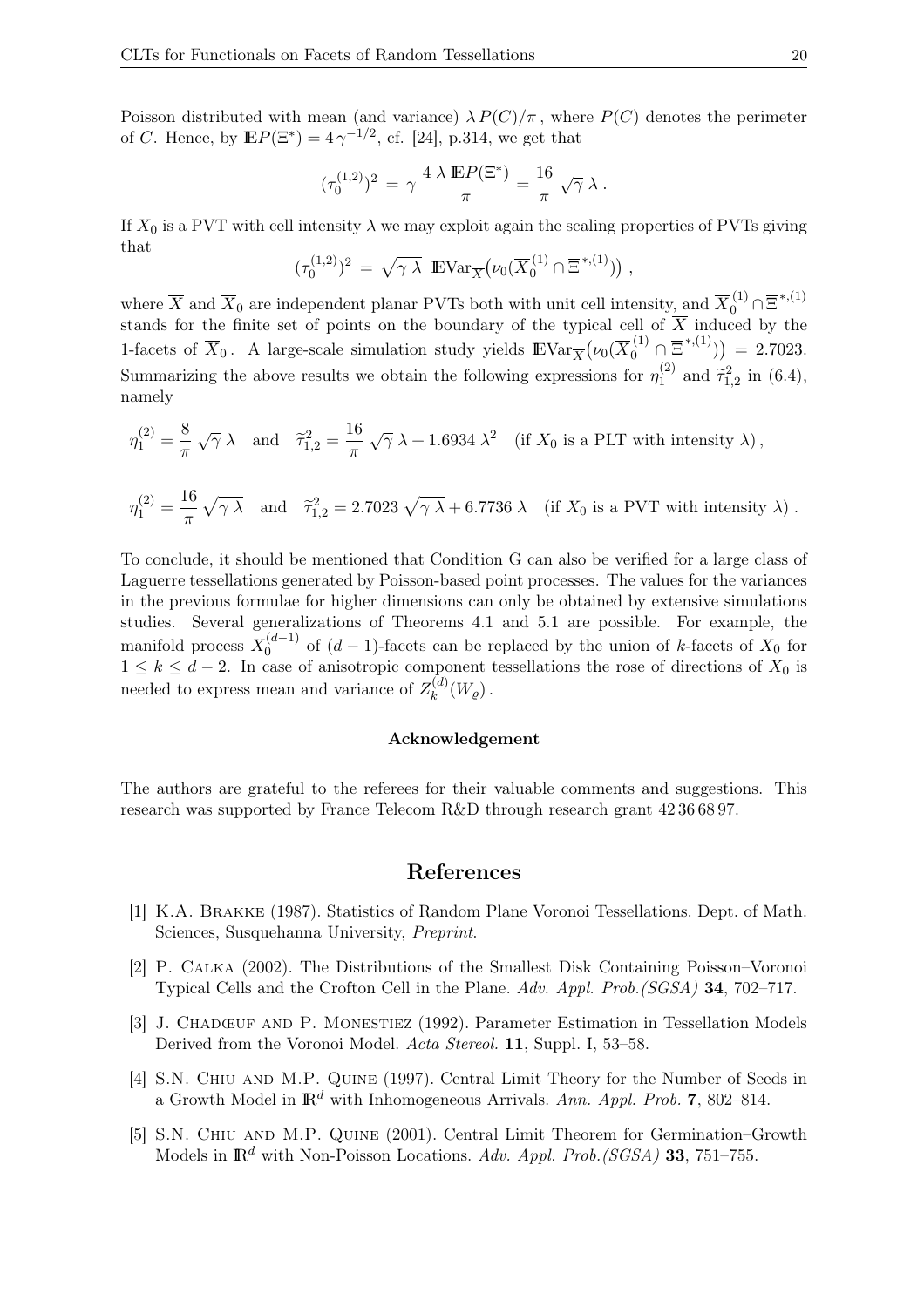Poisson distributed with mean (and variance) $\lambda P(C)/\pi$, where $P(C)$ denotes the perimeter of $C$. Hence, by $\mathbb{E}P(\Xi^*) = 4\gamma^{-1/2}$, cf. [24], p.314, we get that

$$(\tau_0^{(1,2)})^2 = \gamma \, \frac{4\,\lambda\,\mathbb{E}P(\Xi^*)}{\pi} = \frac{16}{\pi}\,\sqrt{\gamma}\,\lambda\,.$$

If $X_0$ is a PVT with cell intensity $\lambda$ we may exploit again the scaling properties of PVTs giving that

$$(\tau_0^{(1,2)})^2 = \sqrt{\gamma\,\lambda}\;\;\mathbb{E}\mathrm{Var}_{\overline{X}}\big(\nu_0(\overline{X}_0^{(1)} \cap \overline{\Xi}^{*,(1)})\big)\,,$$

where $\overline{X}$ and $\overline{X}_0$ are independent planar PVTs both with unit cell intensity, and $\overline{X}_0^{(1)} \cap \overline{\Xi}^{*,(1)}$ stands for the finite set of points on the boundary of the typical cell of $\overline{X}$ induced by the 1-facets of $\overline{X}_0$. A large-scale simulation study yields $\mathbb{E}\mathrm{Var}_{\overline{X}}\big(\nu_0(\overline{X}_0^{(1)} \cap \overline{\Xi}^{*,(1)})\big) = 2.7023$. Summarizing the above results we obtain the following expressions for $\eta_1^{(2)}$ and $\widetilde{\tau}_{1,2}^2$ in (6.4), namely

$$\eta_1^{(2)} = \frac{8}{\pi}\,\sqrt{\gamma}\,\lambda \quad \text{and} \quad \widetilde{\tau}_{1,2}^2 = \frac{16}{\pi}\,\sqrt{\gamma}\,\lambda + 1.6934\,\lambda^2 \quad (\text{if } X_0 \text{ is a PLT with intensity } \lambda)\,,$$

$$\eta_1^{(2)} = \frac{16}{\pi}\,\sqrt{\gamma\,\lambda} \quad \text{and} \quad \widetilde{\tau}_{1,2}^2 = 2.7023\,\sqrt{\gamma\,\lambda} + 6.7736\,\lambda \quad (\text{if } X_0 \text{ is a PVT with intensity } \lambda)\,.$$

To conclude, it should be mentioned that Condition G can also be verified for a large class of Laguerre tessellations generated by Poisson-based point processes. The values for the variances in the previous formulae for higher dimensions can only be obtained by extensive simulations studies. Several generalizations of Theorems 4.1 and 5.1 are possible. For example, the manifold process $X_0^{(d-1)}$ of $(d-1)$-facets can be replaced by the union of $k$-facets of $X_0$ for $1 \le k \le d-2$. In case of anisotropic component tessellations the rose of directions of $X_0$ is needed to express mean and variance of $Z_k^{(d)}(W_\varrho)$.

### Acknowledgement

The authors are grateful to the referees for their valuable comments and suggestions. This research was supported by France Telecom R&D through research grant 42 36 68 97.

## References

[1] K.A. Brakke (1987). Statistics of Random Plane Voronoi Tessellations. Dept. of Math. Sciences, Susquehanna University, *Preprint*.

[2] P. Calka (2002). The Distributions of the Smallest Disk Containing Poisson–Voronoi Typical Cells and the Crofton Cell in the Plane. *Adv. Appl. Prob.(SGSA)* **34**, 702–717.

[3] J. Chadœuf and P. Monestiez (1992). Parameter Estimation in Tessellation Models Derived from the Voronoi Model. *Acta Stereol.* **11**, Suppl. I, 53–58.

[4] S.N. Chiu and M.P. Quine (1997). Central Limit Theory for the Number of Seeds in a Growth Model in $\mathbb{R}^d$ with Inhomogeneous Arrivals. *Ann. Appl. Prob.* **7**, 802–814.

[5] S.N. Chiu and M.P. Quine (2001). Central Limit Theorem for Germination–Growth Models in $\mathbb{R}^d$ with Non-Poisson Locations. *Adv. Appl. Prob.(SGSA)* **33**, 751–755.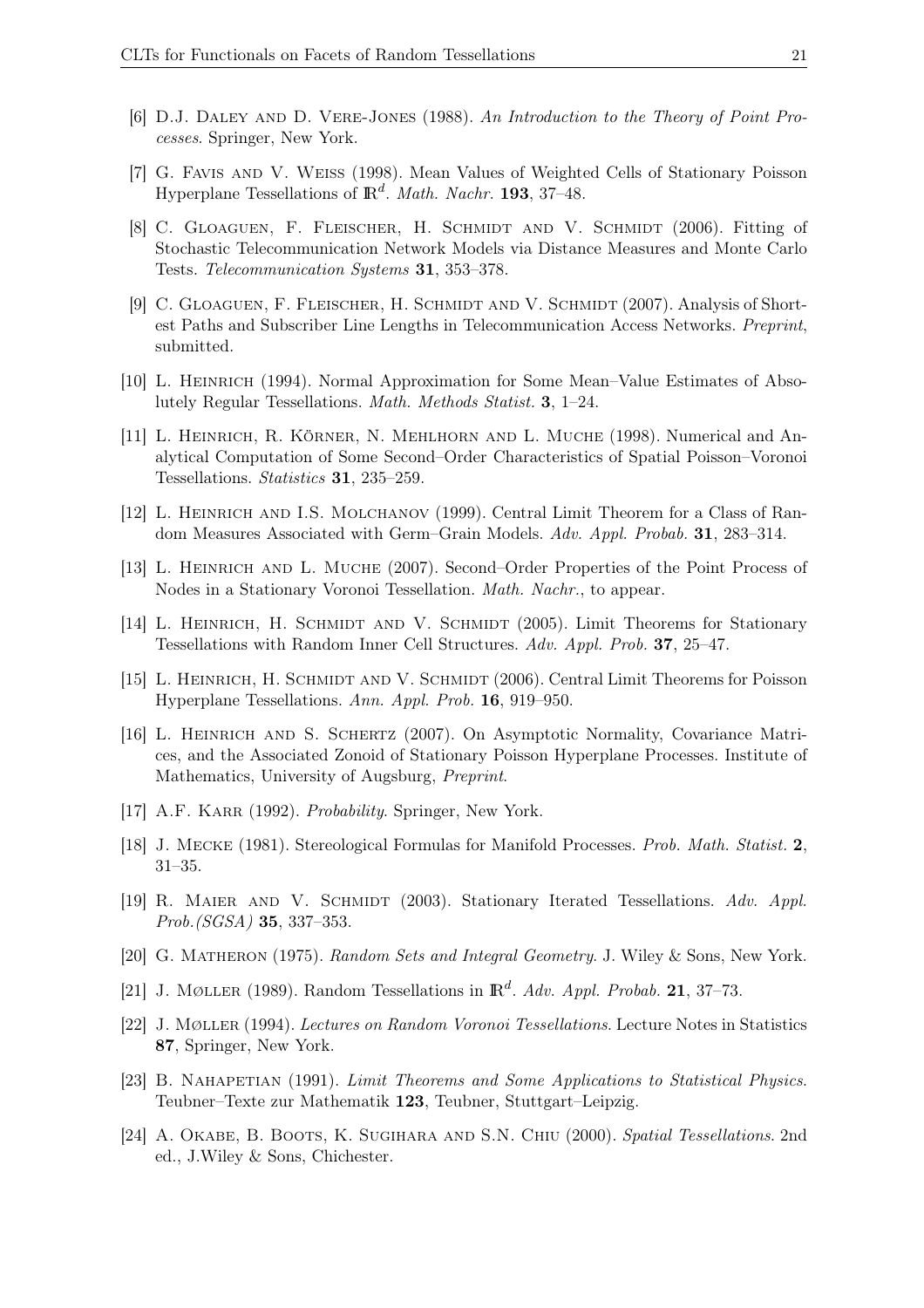[6] D.J. Daley and D. Vere-Jones (1988). *An Introduction to the Theory of Point Processes*. Springer, New York.

[7] G. Favis and V. Weiss (1998). Mean Values of Weighted Cells of Stationary Poisson Hyperplane Tessellations of $\mathbb{R}^d$. *Math. Nachr.* **193**, 37–48.

[8] C. Gloaguen, F. Fleischer, H. Schmidt and V. Schmidt (2006). Fitting of Stochastic Telecommunication Network Models via Distance Measures and Monte Carlo Tests. *Telecommunication Systems* **31**, 353–378.

[9] C. Gloaguen, F. Fleischer, H. Schmidt and V. Schmidt (2007). Analysis of Shortest Paths and Subscriber Line Lengths in Telecommunication Access Networks. *Preprint*, submitted.

[10] L. Heinrich (1994). Normal Approximation for Some Mean–Value Estimates of Absolutely Regular Tessellations. *Math. Methods Statist.* **3**, 1–24.

[11] L. Heinrich, R. Körner, N. Mehlhorn and L. Muche (1998). Numerical and Analytical Computation of Some Second–Order Characteristics of Spatial Poisson–Voronoi Tessellations. *Statistics* **31**, 235–259.

[12] L. Heinrich and I.S. Molchanov (1999). Central Limit Theorem for a Class of Random Measures Associated with Germ–Grain Models. *Adv. Appl. Probab.* **31**, 283–314.

[13] L. Heinrich and L. Muche (2007). Second–Order Properties of the Point Process of Nodes in a Stationary Voronoi Tessellation. *Math. Nachr.*, to appear.

[14] L. Heinrich, H. Schmidt and V. Schmidt (2005). Limit Theorems for Stationary Tessellations with Random Inner Cell Structures. *Adv. Appl. Prob.* **37**, 25–47.

[15] L. Heinrich, H. Schmidt and V. Schmidt (2006). Central Limit Theorems for Poisson Hyperplane Tessellations. *Ann. Appl. Prob.* **16**, 919–950.

[16] L. Heinrich and S. Schertz (2007). On Asymptotic Normality, Covariance Matrices, and the Associated Zonoid of Stationary Poisson Hyperplane Processes. Institute of Mathematics, University of Augsburg, *Preprint*.

[17] A.F. Karr (1992). *Probability*. Springer, New York.

[18] J. Mecke (1981). Stereological Formulas for Manifold Processes. *Prob. Math. Statist.* **2**, 31–35.

[19] R. Maier and V. Schmidt (2003). Stationary Iterated Tessellations. *Adv. Appl. Prob.(SGSA)* **35**, 337–353.

[20] G. Matheron (1975). *Random Sets and Integral Geometry*. J. Wiley & Sons, New York.

[21] J. Møller (1989). Random Tessellations in $\mathbb{R}^d$. *Adv. Appl. Probab.* **21**, 37–73.

[22] J. Møller (1994). *Lectures on Random Voronoi Tessellations*. Lecture Notes in Statistics **87**, Springer, New York.

[23] B. Nahapetian (1991). *Limit Theorems and Some Applications to Statistical Physics*. Teubner–Texte zur Mathematik **123**, Teubner, Stuttgart–Leipzig.

[24] A. Okabe, B. Boots, K. Sugihara and S.N. Chiu (2000). *Spatial Tessellations*. 2nd ed., J.Wiley & Sons, Chichester.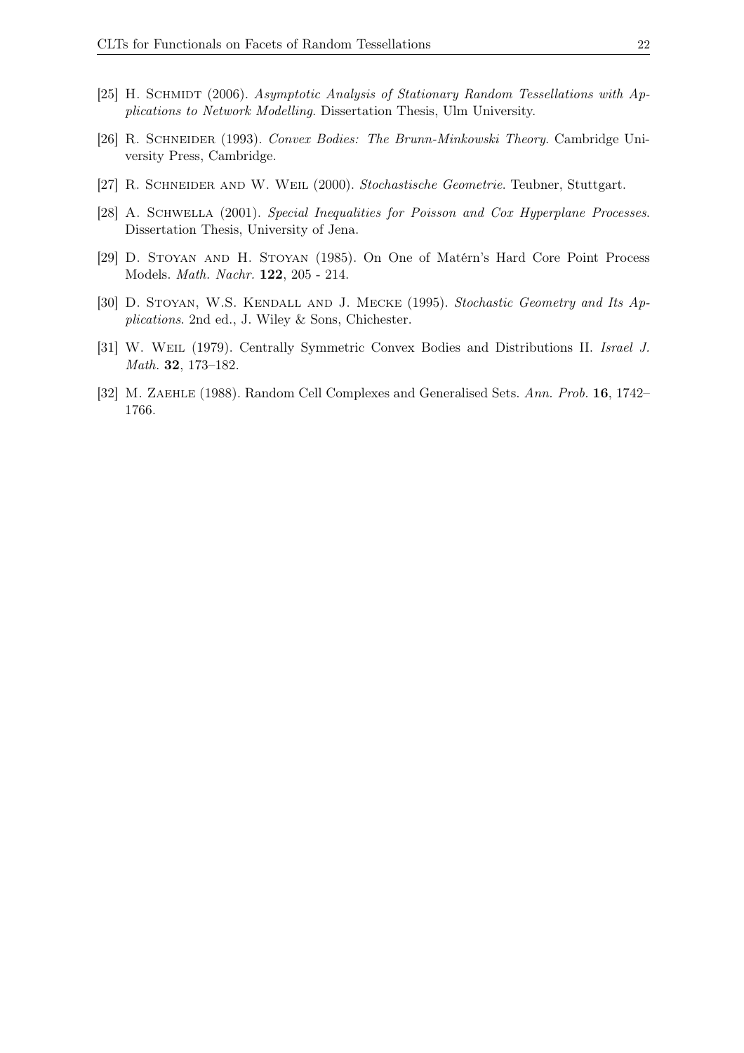[25] H. Schmidt (2006). *Asymptotic Analysis of Stationary Random Tessellations with Applications to Network Modelling*. Dissertation Thesis, Ulm University.

[26] R. Schneider (1993). *Convex Bodies: The Brunn-Minkowski Theory*. Cambridge University Press, Cambridge.

[27] R. Schneider and W. Weil (2000). *Stochastische Geometrie*. Teubner, Stuttgart.

[28] A. Schwella (2001). *Special Inequalities for Poisson and Cox Hyperplane Processes*. Dissertation Thesis, University of Jena.

[29] D. Stoyan and H. Stoyan (1985). On One of Matérn's Hard Core Point Process Models. *Math. Nachr.* **122**, 205 - 214.

[30] D. Stoyan, W.S. Kendall and J. Mecke (1995). *Stochastic Geometry and Its Applications*. 2nd ed., J. Wiley & Sons, Chichester.

[31] W. Weil (1979). Centrally Symmetric Convex Bodies and Distributions II. *Israel J. Math.* **32**, 173–182.

[32] M. Zaehle (1988). Random Cell Complexes and Generalised Sets. *Ann. Prob.* **16**, 1742–1766.